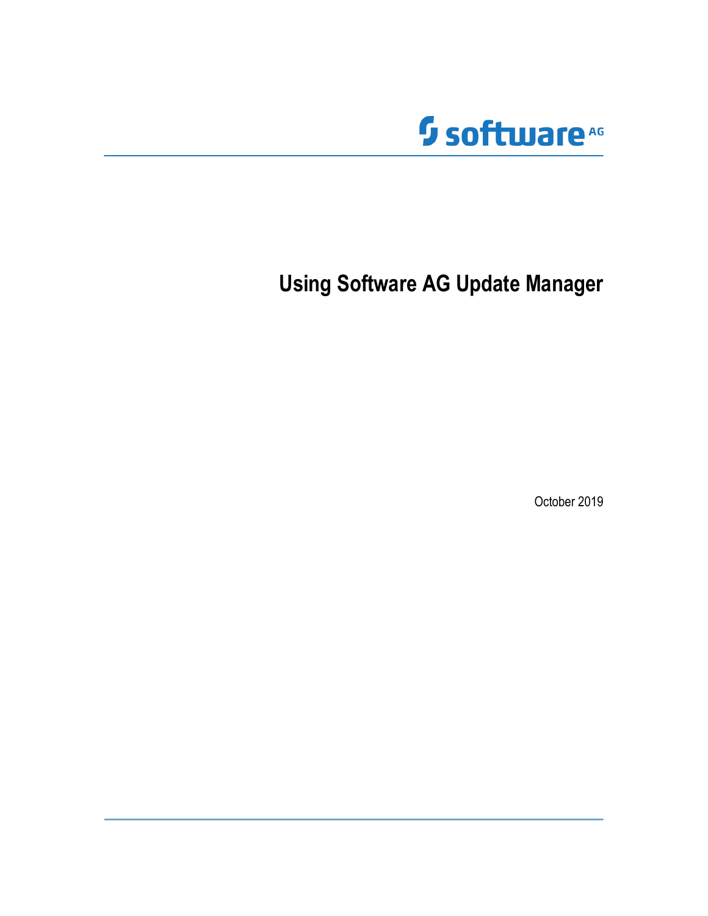# Using Software AG Update Manager

October 2019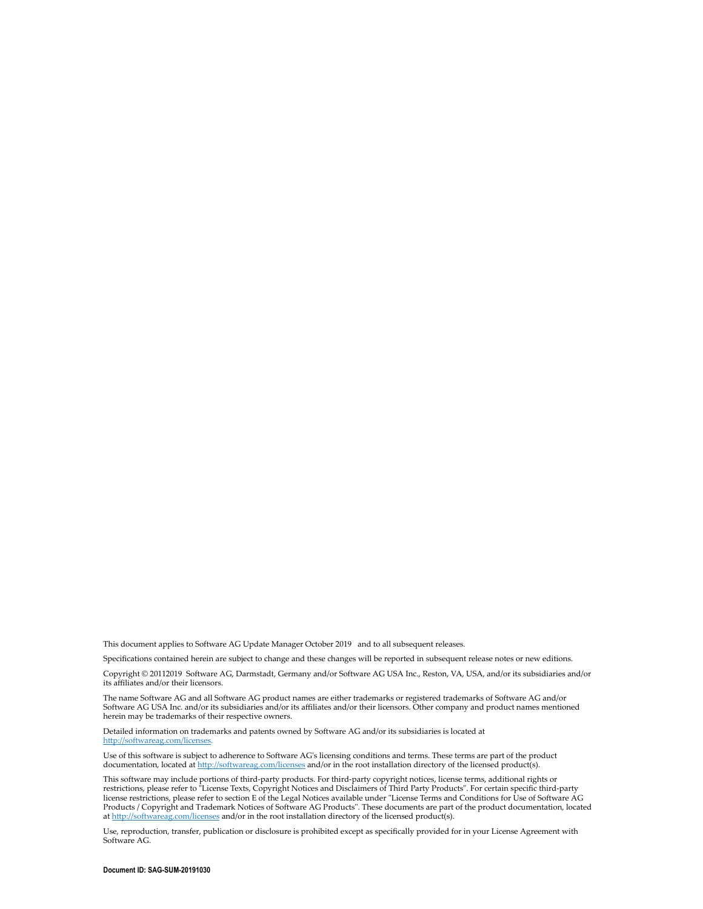This document applies to Software AG Update Manager October 2019 and to all subsequent releases.

Specifications contained herein are subject to change and these changes will be reported in subsequent release notes or new editions.

Copyright © 20112019 Software AG, Darmstadt, Germany and/or Software AG USA Inc., Reston, VA, USA, and/or its subsidiaries and/or its affiliates and/or their licensors.

The name Software AG and all Software AG product names are either trademarks or registered trademarks of Software AG and/or Software AG USA Inc. and/or its subsidiaries and/or its affiliates and/or their licensors. Other company and product names mentioned herein may be trademarks of their respective owners.

Detailed information on trademarks and patents owned by Software AG and/or its subsidiaries is located at http://softwareag.com/licenses.

Use of this software is subject to adherence to Software AG's licensing conditions and terms. These terms are part of the product documentation, located at http://softwareag.com/licenses and/or in the root installation directory of the licensed product(s).

This software may include portions of third-party products. For third-party copyright notices, license terms, additional rights or restrictions, please refer to "License Texts, Copyright Notices and Disclaimers of Third Party Products". For certain specific third-party license restrictions, please refer to section E of the Legal Notices available under "License Terms and Conditions for Use of Software AG Products / Copyright and Trademark Notices of Software AG Products". These documents are part of the product documentation, located at http://softwareag.com/licenses and/or in the root installation directory of the licensed product(s).

Use, reproduction, transfer, publication or disclosure is prohibited except as specifically provided for in your License Agreement with Software AG.

**Document ID: SAG-SUM-20191030**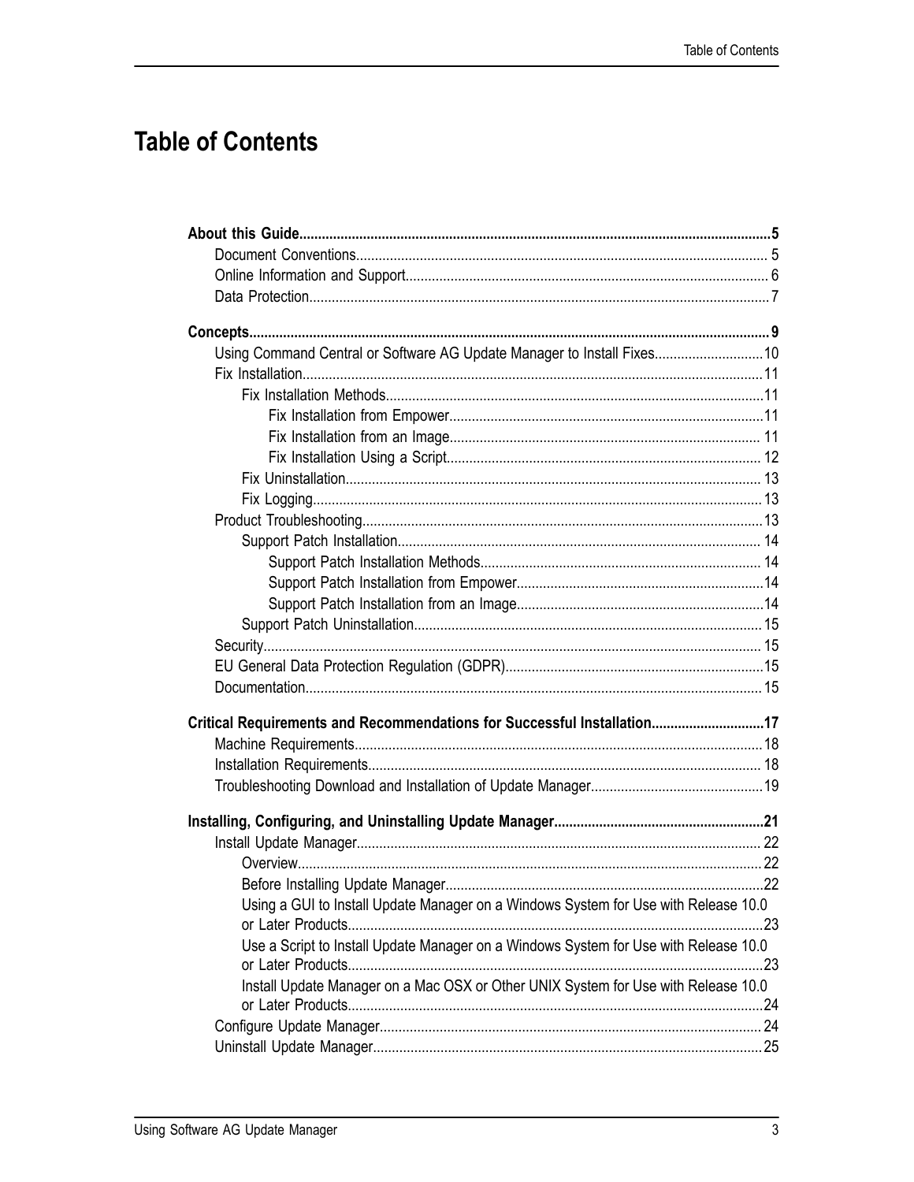# Table of Contents

**About this Guide** ..... **5**
- Document Conventions ..... 5
- Online Information and Support ..... 6
- Data Protection ..... 7

**Concepts** ..... **9**
- Using Command Central or Software AG Update Manager to Install Fixes ..... 10
- Fix Installation ..... 11
  - Fix Installation Methods ..... 11
    - Fix Installation from Empower ..... 11
    - Fix Installation from an Image ..... 11
    - Fix Installation Using a Script ..... 12
  - Fix Uninstallation ..... 13
  - Fix Logging ..... 13
- Product Troubleshooting ..... 13
  - Support Patch Installation ..... 14
    - Support Patch Installation Methods ..... 14
    - Support Patch Installation from Empower ..... 14
    - Support Patch Installation from an Image ..... 14
  - Support Patch Uninstallation ..... 15
- Security ..... 15
- EU General Data Protection Regulation (GDPR) ..... 15
- Documentation ..... 15

**Critical Requirements and Recommendations for Successful Installation** ..... **17**
- Machine Requirements ..... 18
- Installation Requirements ..... 18
- Troubleshooting Download and Installation of Update Manager ..... 19

**Installing, Configuring, and Uninstalling Update Manager** ..... **21**
- Install Update Manager ..... 22
  - Overview ..... 22
  - Before Installing Update Manager ..... 22
  - Using a GUI to Install Update Manager on a Windows System for Use with Release 10.0 or Later Products ..... 23
  - Use a Script to Install Update Manager on a Windows System for Use with Release 10.0 or Later Products ..... 23
  - Install Update Manager on a Mac OSX or Other UNIX System for Use with Release 10.0 or Later Products ..... 24
- Configure Update Manager ..... 24
- Uninstall Update Manager ..... 25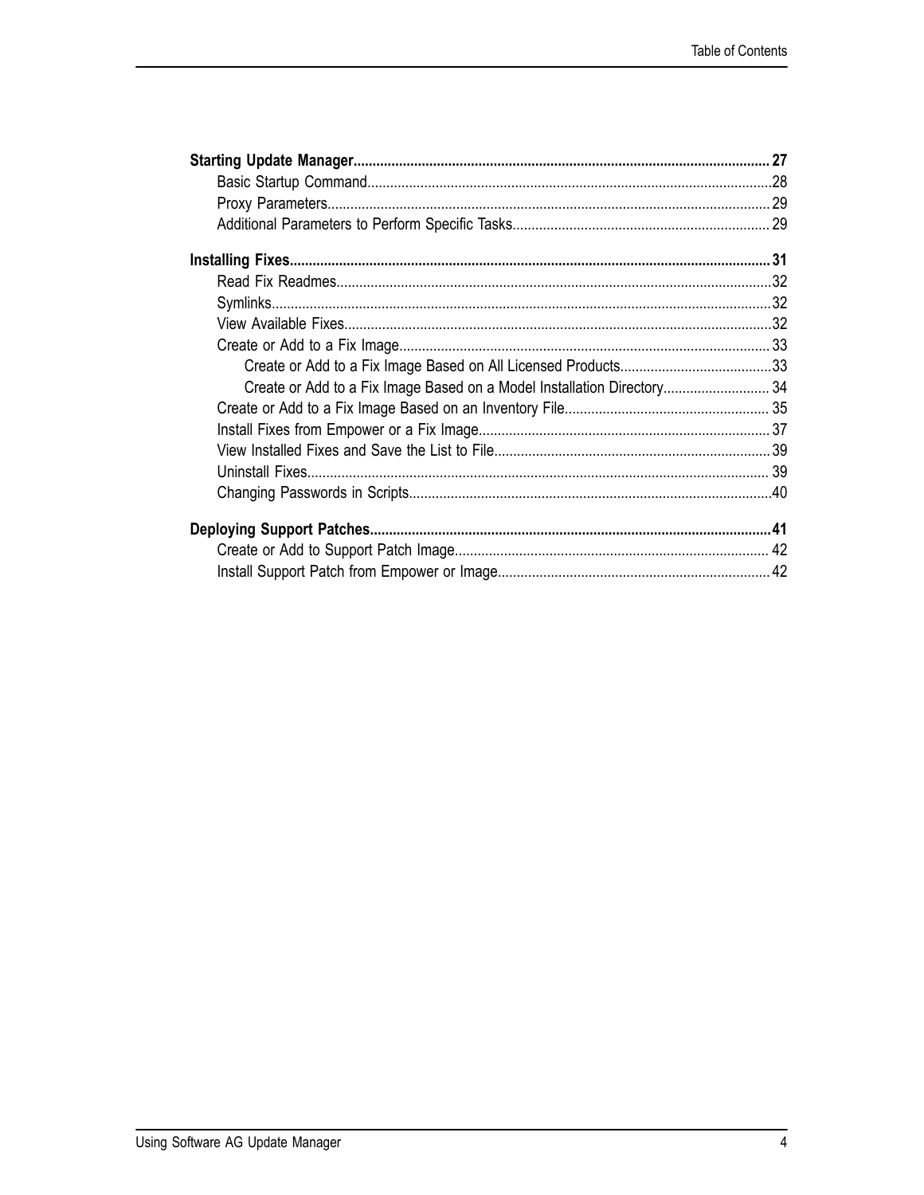**Starting Update Manager** ..... 27
- Basic Startup Command ..... 28
- Proxy Parameters ..... 29
- Additional Parameters to Perform Specific Tasks ..... 29

**Installing Fixes** ..... 31
- Read Fix Readmes ..... 32
- Symlinks ..... 32
- View Available Fixes ..... 32
- Create or Add to a Fix Image ..... 33
  - Create or Add to a Fix Image Based on All Licensed Products ..... 33
  - Create or Add to a Fix Image Based on a Model Installation Directory ..... 34
- Create or Add to a Fix Image Based on an Inventory File ..... 35
- Install Fixes from Empower or a Fix Image ..... 37
- View Installed Fixes and Save the List to File ..... 39
- Uninstall Fixes ..... 39
- Changing Passwords in Scripts ..... 40

**Deploying Support Patches** ..... 41
- Create or Add to Support Patch Image ..... 42
- Install Support Patch from Empower or Image ..... 42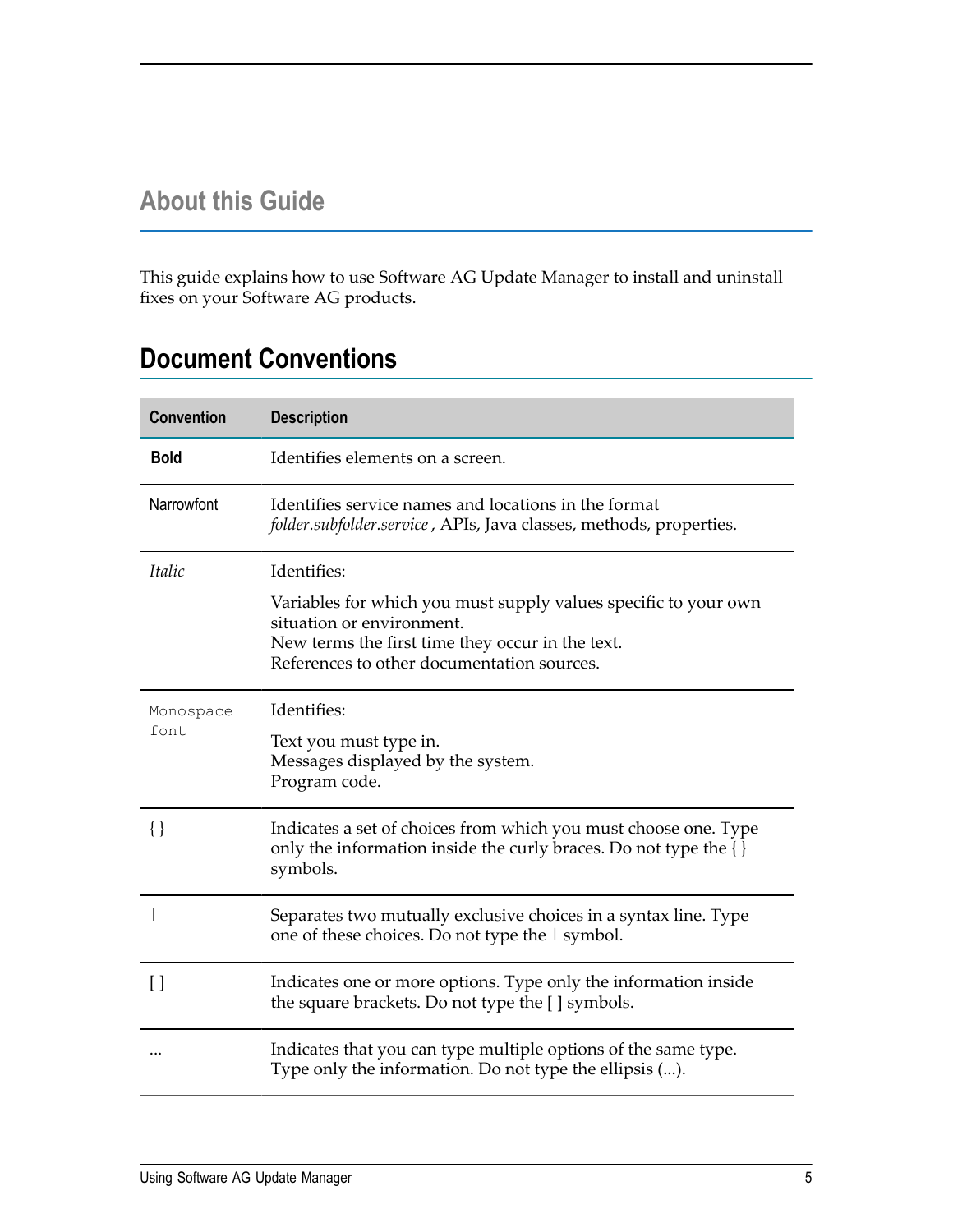# About this Guide

This guide explains how to use Software AG Update Manager to install and uninstall fixes on your Software AG products.

## Document Conventions

| Convention | Description |
|---|---|
| **Bold** | Identifies elements on a screen. |
| Narrowfont | Identifies service names and locations in the format *folder.subfolder.service* , APIs, Java classes, methods, properties. |
| *Italic* | Identifies:<br><br>Variables for which you must supply values specific to your own situation or environment.<br>New terms the first time they occur in the text.<br>References to other documentation sources. |
| `Monospace font` | Identifies:<br><br>Text you must type in.<br>Messages displayed by the system.<br>Program code. |
| { } | Indicates a set of choices from which you must choose one. Type only the information inside the curly braces. Do not type the { } symbols. |
| &#124; | Separates two mutually exclusive choices in a syntax line. Type one of these choices. Do not type the &#124; symbol. |
| [ ] | Indicates one or more options. Type only the information inside the square brackets. Do not type the [ ] symbols. |
| ... | Indicates that you can type multiple options of the same type. Type only the information. Do not type the ellipsis (...). |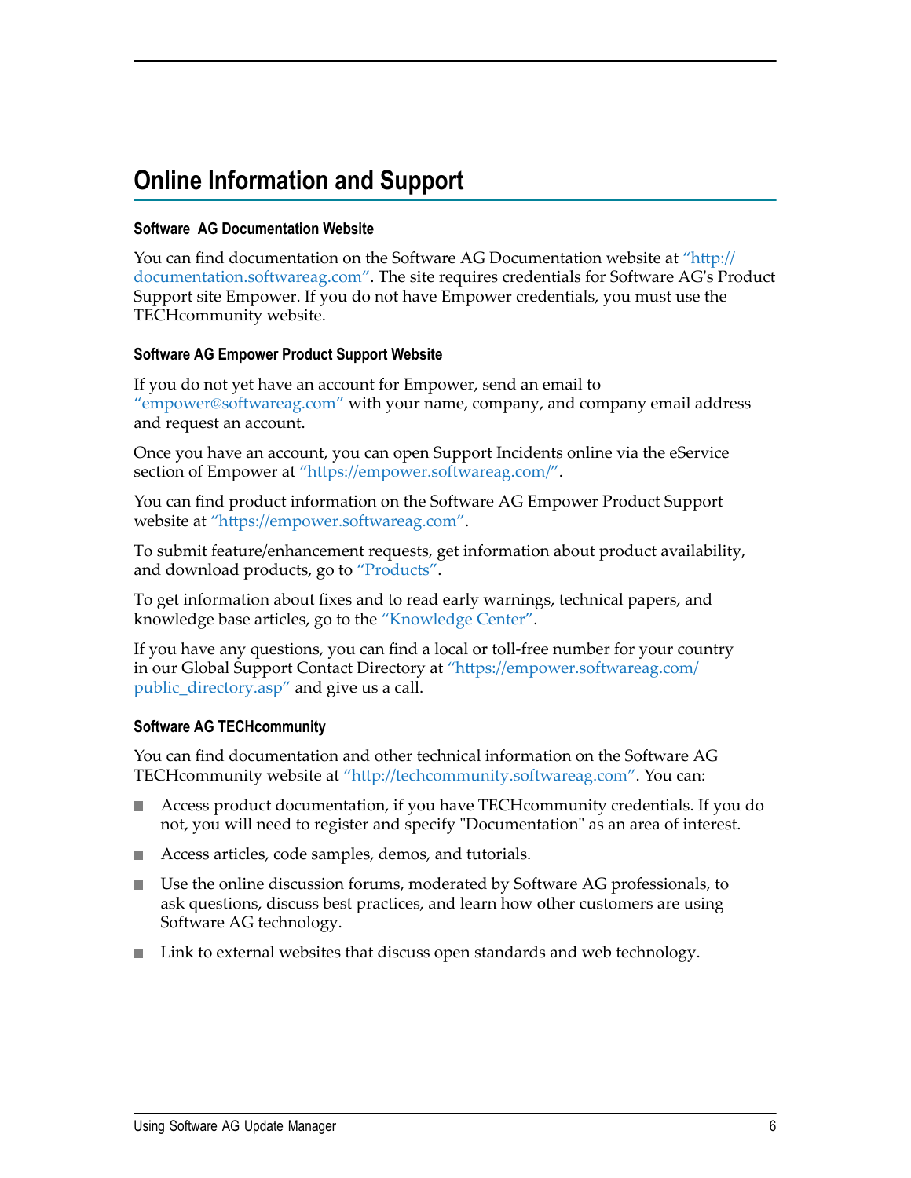# Online Information and Support

### Software AG Documentation Website

You can find documentation on the Software AG Documentation website at "http://documentation.softwareag.com". The site requires credentials for Software AG's Product Support site Empower. If you do not have Empower credentials, you must use the TECHcommunity website.

### Software AG Empower Product Support Website

If you do not yet have an account for Empower, send an email to "empower@softwareag.com" with your name, company, and company email address and request an account.

Once you have an account, you can open Support Incidents online via the eService section of Empower at "https://empower.softwareag.com/".

You can find product information on the Software AG Empower Product Support website at "https://empower.softwareag.com".

To submit feature/enhancement requests, get information about product availability, and download products, go to "Products".

To get information about fixes and to read early warnings, technical papers, and knowledge base articles, go to the "Knowledge Center".

If you have any questions, you can find a local or toll-free number for your country in our Global Support Contact Directory at "https://empower.softwareag.com/public_directory.asp" and give us a call.

### Software AG TECHcommunity

You can find documentation and other technical information on the Software AG TECHcommunity website at "http://techcommunity.softwareag.com". You can:

- Access product documentation, if you have TECHcommunity credentials. If you do not, you will need to register and specify "Documentation" as an area of interest.
- Access articles, code samples, demos, and tutorials.
- Use the online discussion forums, moderated by Software AG professionals, to ask questions, discuss best practices, and learn how other customers are using Software AG technology.
- Link to external websites that discuss open standards and web technology.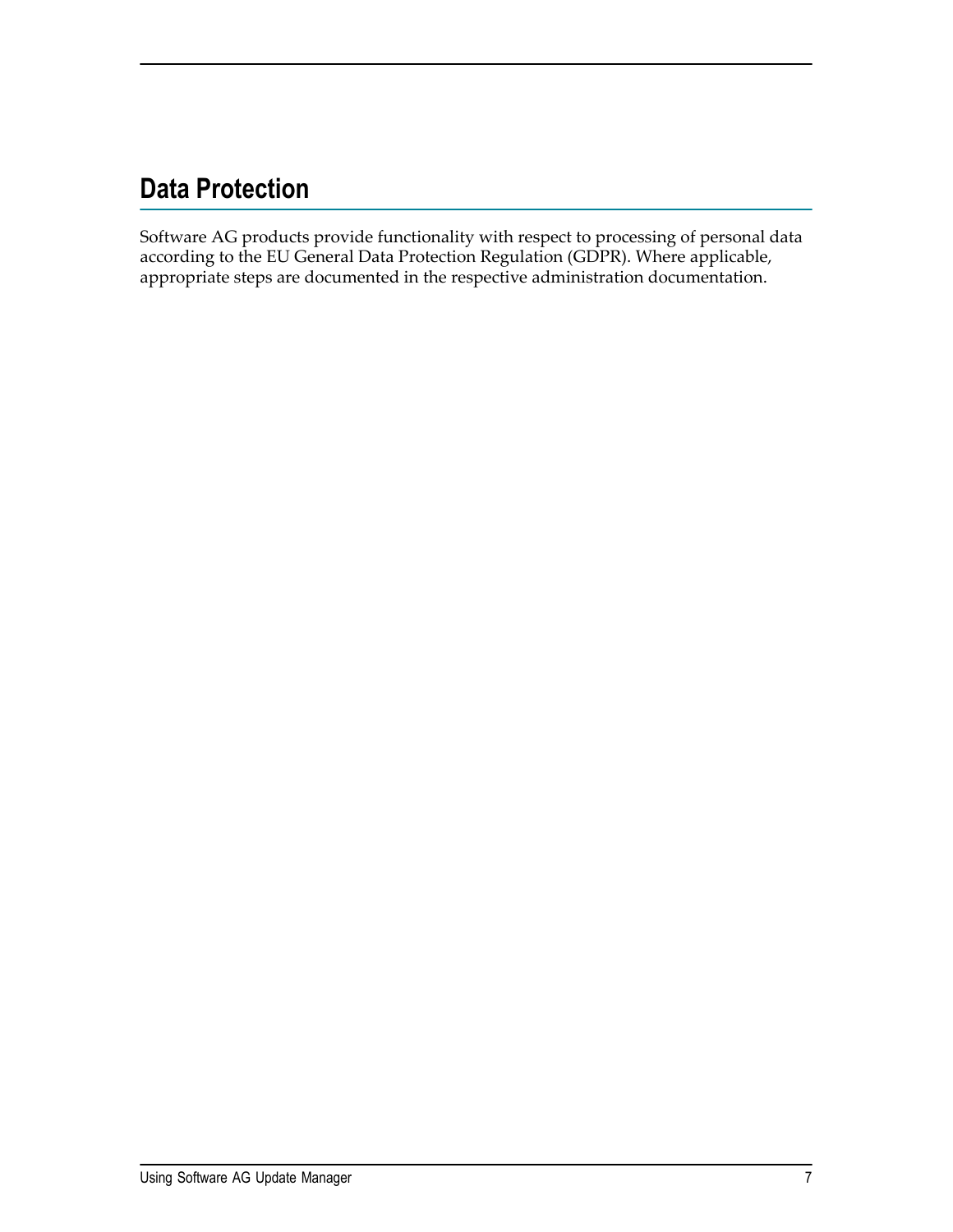# Data Protection

Software AG products provide functionality with respect to processing of personal data according to the EU General Data Protection Regulation (GDPR). Where applicable, appropriate steps are documented in the respective administration documentation.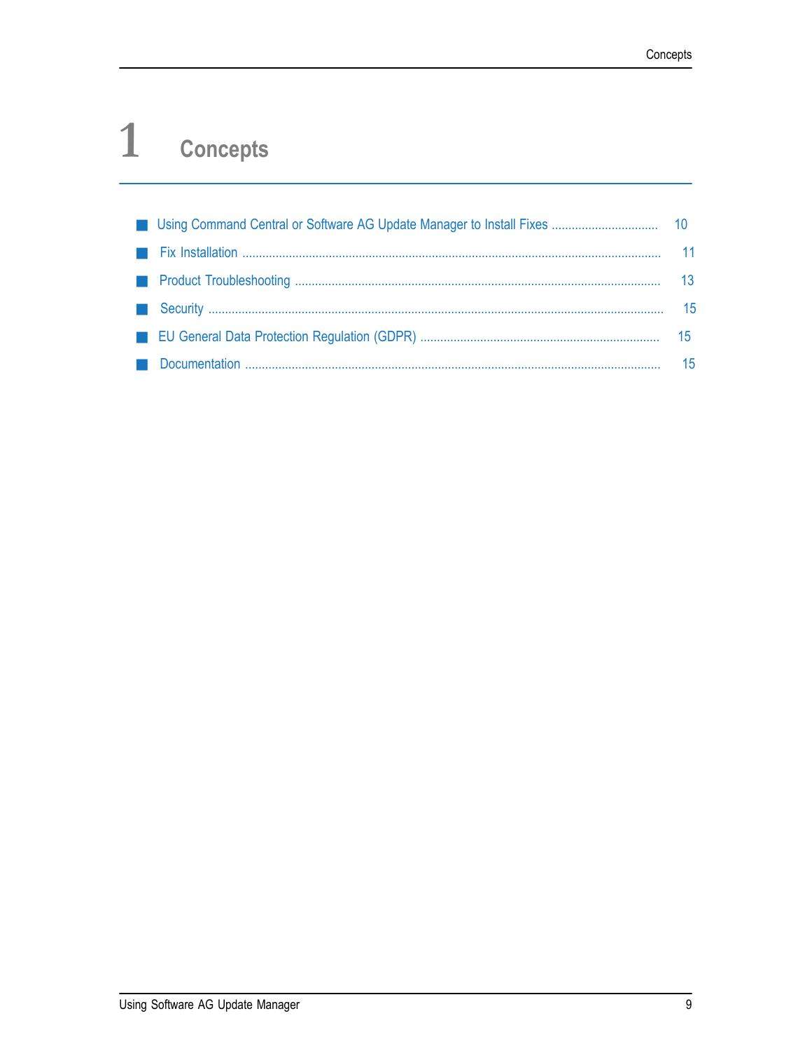# 1 Concepts

- Using Command Central or Software AG Update Manager to Install Fixes ..... 10
- Fix Installation ..... 11
- Product Troubleshooting ..... 13
- Security ..... 15
- EU General Data Protection Regulation (GDPR) ..... 15
- Documentation ..... 15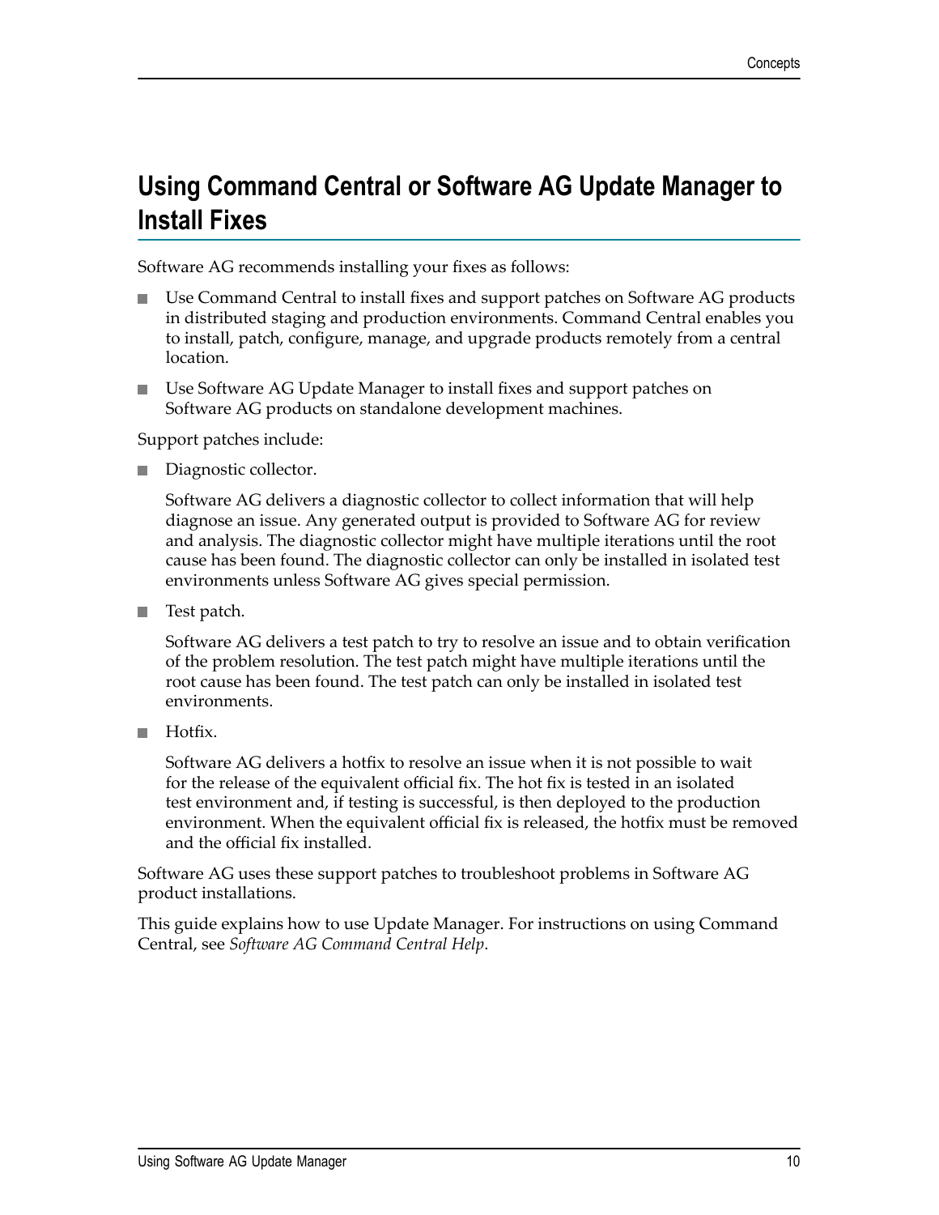# Using Command Central or Software AG Update Manager to Install Fixes

Software AG recommends installing your fixes as follows:

- Use Command Central to install fixes and support patches on Software AG products in distributed staging and production environments. Command Central enables you to install, patch, configure, manage, and upgrade products remotely from a central location.
- Use Software AG Update Manager to install fixes and support patches on Software AG products on standalone development machines.

Support patches include:

- Diagnostic collector.

  Software AG delivers a diagnostic collector to collect information that will help diagnose an issue. Any generated output is provided to Software AG for review and analysis. The diagnostic collector might have multiple iterations until the root cause has been found. The diagnostic collector can only be installed in isolated test environments unless Software AG gives special permission.

- Test patch.

  Software AG delivers a test patch to try to resolve an issue and to obtain verification of the problem resolution. The test patch might have multiple iterations until the root cause has been found. The test patch can only be installed in isolated test environments.

- Hotfix.

  Software AG delivers a hotfix to resolve an issue when it is not possible to wait for the release of the equivalent official fix. The hot fix is tested in an isolated test environment and, if testing is successful, is then deployed to the production environment. When the equivalent official fix is released, the hotfix must be removed and the official fix installed.

Software AG uses these support patches to troubleshoot problems in Software AG product installations.

This guide explains how to use Update Manager. For instructions on using Command Central, see *Software AG Command Central Help*.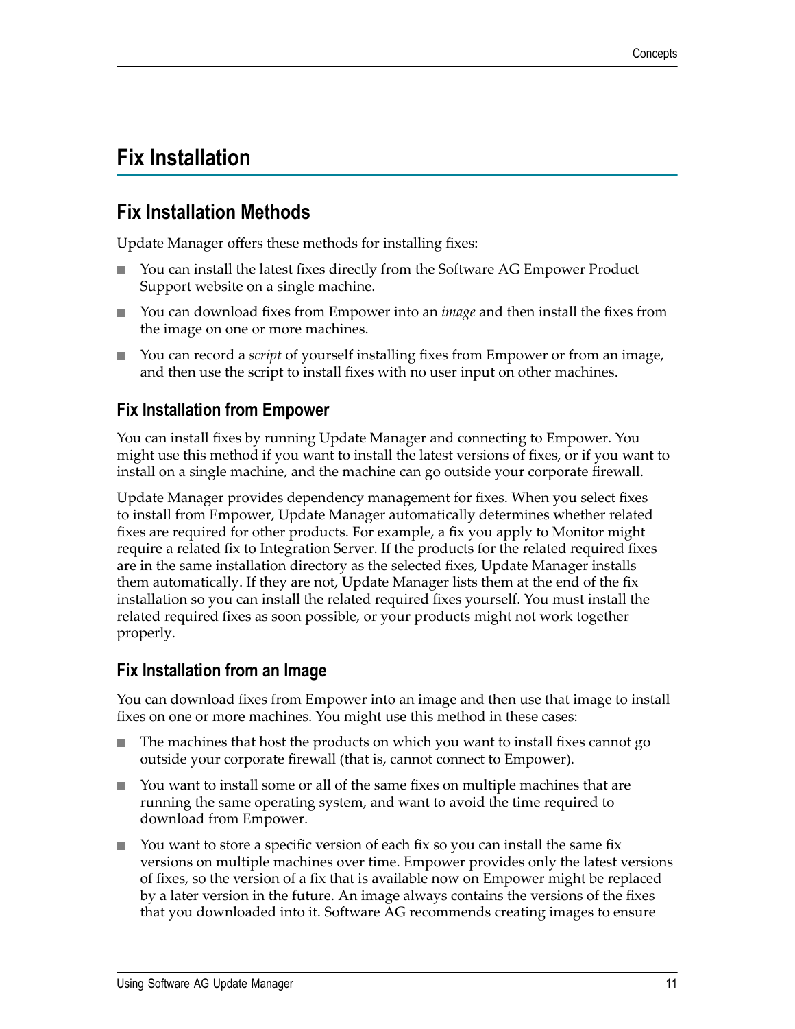# Fix Installation

## Fix Installation Methods

Update Manager offers these methods for installing fixes:

- You can install the latest fixes directly from the Software AG Empower Product Support website on a single machine.
- You can download fixes from Empower into an *image* and then install the fixes from the image on one or more machines.
- You can record a *script* of yourself installing fixes from Empower or from an image, and then use the script to install fixes with no user input on other machines.

### Fix Installation from Empower

You can install fixes by running Update Manager and connecting to Empower. You might use this method if you want to install the latest versions of fixes, or if you want to install on a single machine, and the machine can go outside your corporate firewall.

Update Manager provides dependency management for fixes. When you select fixes to install from Empower, Update Manager automatically determines whether related fixes are required for other products. For example, a fix you apply to Monitor might require a related fix to Integration Server. If the products for the related required fixes are in the same installation directory as the selected fixes, Update Manager installs them automatically. If they are not, Update Manager lists them at the end of the fix installation so you can install the related required fixes yourself. You must install the related required fixes as soon possible, or your products might not work together properly.

### Fix Installation from an Image

You can download fixes from Empower into an image and then use that image to install fixes on one or more machines. You might use this method in these cases:

- The machines that host the products on which you want to install fixes cannot go outside your corporate firewall (that is, cannot connect to Empower).
- You want to install some or all of the same fixes on multiple machines that are running the same operating system, and want to avoid the time required to download from Empower.
- You want to store a specific version of each fix so you can install the same fix versions on multiple machines over time. Empower provides only the latest versions of fixes, so the version of a fix that is available now on Empower might be replaced by a later version in the future. An image always contains the versions of the fixes that you downloaded into it. Software AG recommends creating images to ensure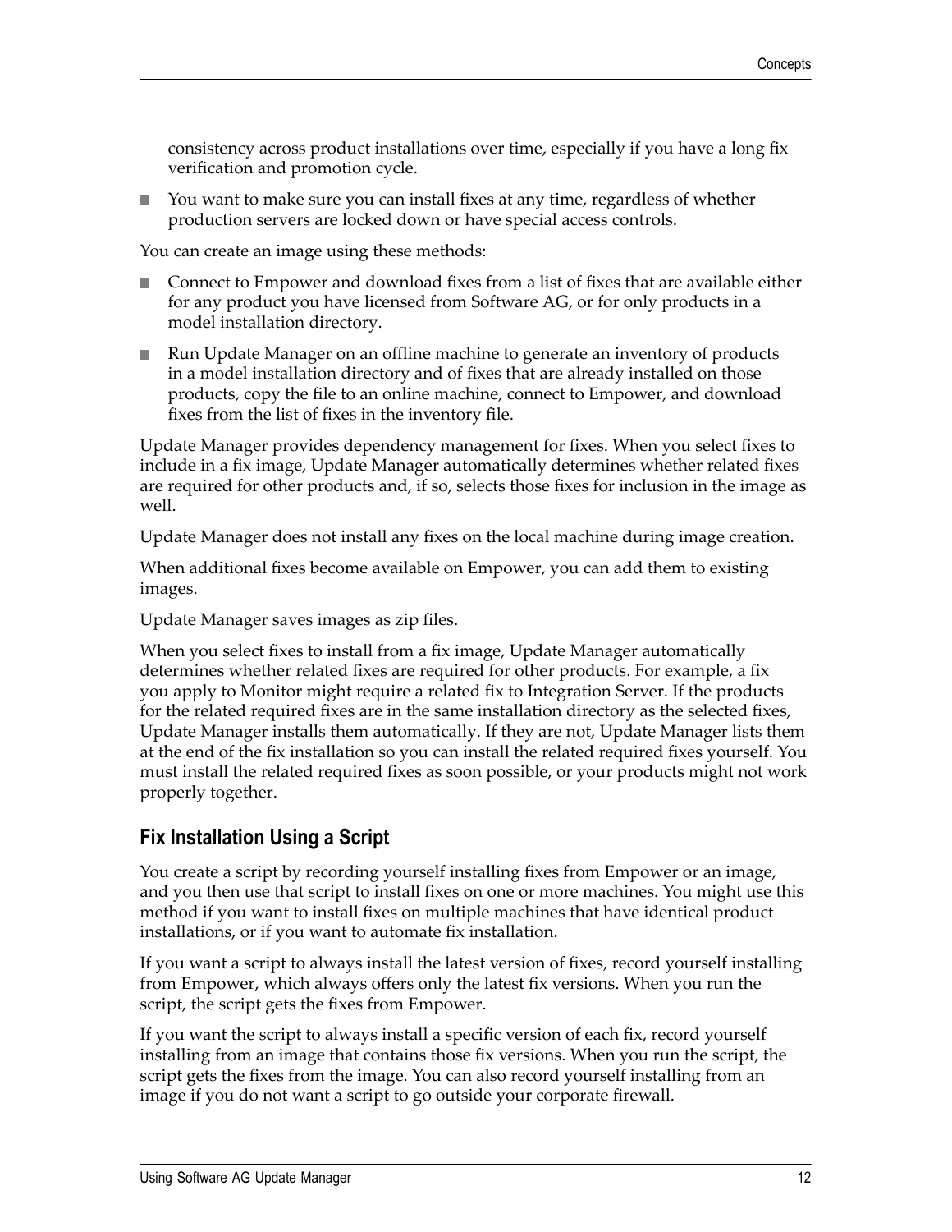consistency across product installations over time, especially if you have a long fix verification and promotion cycle.

- You want to make sure you can install fixes at any time, regardless of whether production servers are locked down or have special access controls.

You can create an image using these methods:

- Connect to Empower and download fixes from a list of fixes that are available either for any product you have licensed from Software AG, or for only products in a model installation directory.
- Run Update Manager on an offline machine to generate an inventory of products in a model installation directory and of fixes that are already installed on those products, copy the file to an online machine, connect to Empower, and download fixes from the list of fixes in the inventory file.

Update Manager provides dependency management for fixes. When you select fixes to include in a fix image, Update Manager automatically determines whether related fixes are required for other products and, if so, selects those fixes for inclusion in the image as well.

Update Manager does not install any fixes on the local machine during image creation.

When additional fixes become available on Empower, you can add them to existing images.

Update Manager saves images as zip files.

When you select fixes to install from a fix image, Update Manager automatically determines whether related fixes are required for other products. For example, a fix you apply to Monitor might require a related fix to Integration Server. If the products for the related required fixes are in the same installation directory as the selected fixes, Update Manager installs them automatically. If they are not, Update Manager lists them at the end of the fix installation so you can install the related required fixes yourself. You must install the related required fixes as soon possible, or your products might not work properly together.

## Fix Installation Using a Script

You create a script by recording yourself installing fixes from Empower or an image, and you then use that script to install fixes on one or more machines. You might use this method if you want to install fixes on multiple machines that have identical product installations, or if you want to automate fix installation.

If you want a script to always install the latest version of fixes, record yourself installing from Empower, which always offers only the latest fix versions. When you run the script, the script gets the fixes from Empower.

If you want the script to always install a specific version of each fix, record yourself installing from an image that contains those fix versions. When you run the script, the script gets the fixes from the image. You can also record yourself installing from an image if you do not want a script to go outside your corporate firewall.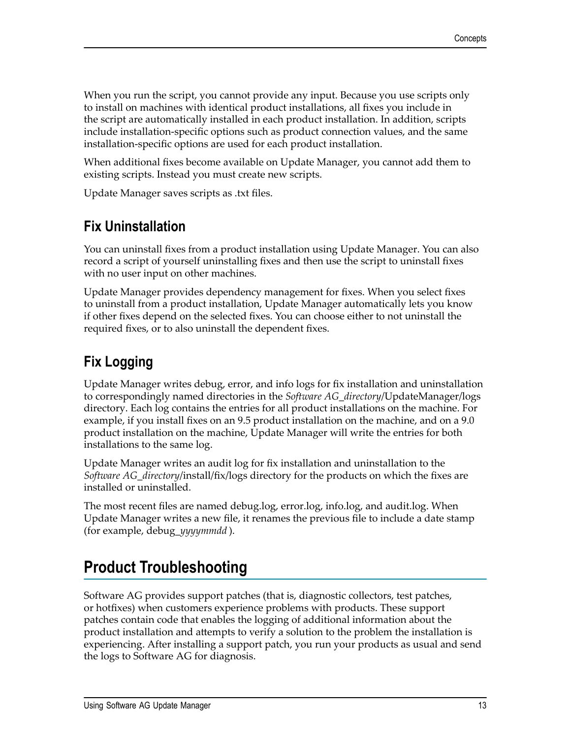When you run the script, you cannot provide any input. Because you use scripts only to install on machines with identical product installations, all fixes you include in the script are automatically installed in each product installation. In addition, scripts include installation-specific options such as product connection values, and the same installation-specific options are used for each product installation.

When additional fixes become available on Update Manager, you cannot add them to existing scripts. Instead you must create new scripts.

Update Manager saves scripts as .txt files.

## Fix Uninstallation

You can uninstall fixes from a product installation using Update Manager. You can also record a script of yourself uninstalling fixes and then use the script to uninstall fixes with no user input on other machines.

Update Manager provides dependency management for fixes. When you select fixes to uninstall from a product installation, Update Manager automatically lets you know if other fixes depend on the selected fixes. You can choose either to not uninstall the required fixes, or to also uninstall the dependent fixes.

## Fix Logging

Update Manager writes debug, error, and info logs for fix installation and uninstallation to correspondingly named directories in the *Software AG_directory*/UpdateManager/logs directory. Each log contains the entries for all product installations on the machine. For example, if you install fixes on an 9.5 product installation on the machine, and on a 9.0 product installation on the machine, Update Manager will write the entries for both installations to the same log.

Update Manager writes an audit log for fix installation and uninstallation to the *Software AG_directory*/install/fix/logs directory for the products on which the fixes are installed or uninstalled.

The most recent files are named debug.log, error.log, info.log, and audit.log. When Update Manager writes a new file, it renames the previous file to include a date stamp (for example, debug_*yyyymmdd* ).

# Product Troubleshooting

Software AG provides support patches (that is, diagnostic collectors, test patches, or hotfixes) when customers experience problems with products. These support patches contain code that enables the logging of additional information about the product installation and attempts to verify a solution to the problem the installation is experiencing. After installing a support patch, you run your products as usual and send the logs to Software AG for diagnosis.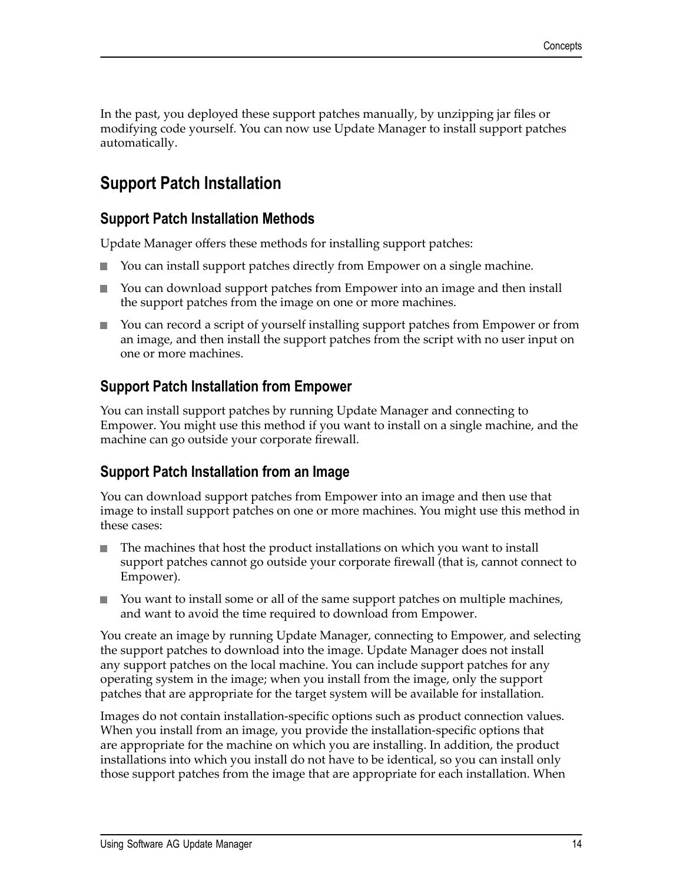In the past, you deployed these support patches manually, by unzipping jar files or modifying code yourself. You can now use Update Manager to install support patches automatically.

## Support Patch Installation

### Support Patch Installation Methods

Update Manager offers these methods for installing support patches:

- You can install support patches directly from Empower on a single machine.
- You can download support patches from Empower into an image and then install the support patches from the image on one or more machines.
- You can record a script of yourself installing support patches from Empower or from an image, and then install the support patches from the script with no user input on one or more machines.

### Support Patch Installation from Empower

You can install support patches by running Update Manager and connecting to Empower. You might use this method if you want to install on a single machine, and the machine can go outside your corporate firewall.

### Support Patch Installation from an Image

You can download support patches from Empower into an image and then use that image to install support patches on one or more machines. You might use this method in these cases:

- The machines that host the product installations on which you want to install support patches cannot go outside your corporate firewall (that is, cannot connect to Empower).
- You want to install some or all of the same support patches on multiple machines, and want to avoid the time required to download from Empower.

You create an image by running Update Manager, connecting to Empower, and selecting the support patches to download into the image. Update Manager does not install any support patches on the local machine. You can include support patches for any operating system in the image; when you install from the image, only the support patches that are appropriate for the target system will be available for installation.

Images do not contain installation-specific options such as product connection values. When you install from an image, you provide the installation-specific options that are appropriate for the machine on which you are installing. In addition, the product installations into which you install do not have to be identical, so you can install only those support patches from the image that are appropriate for each installation. When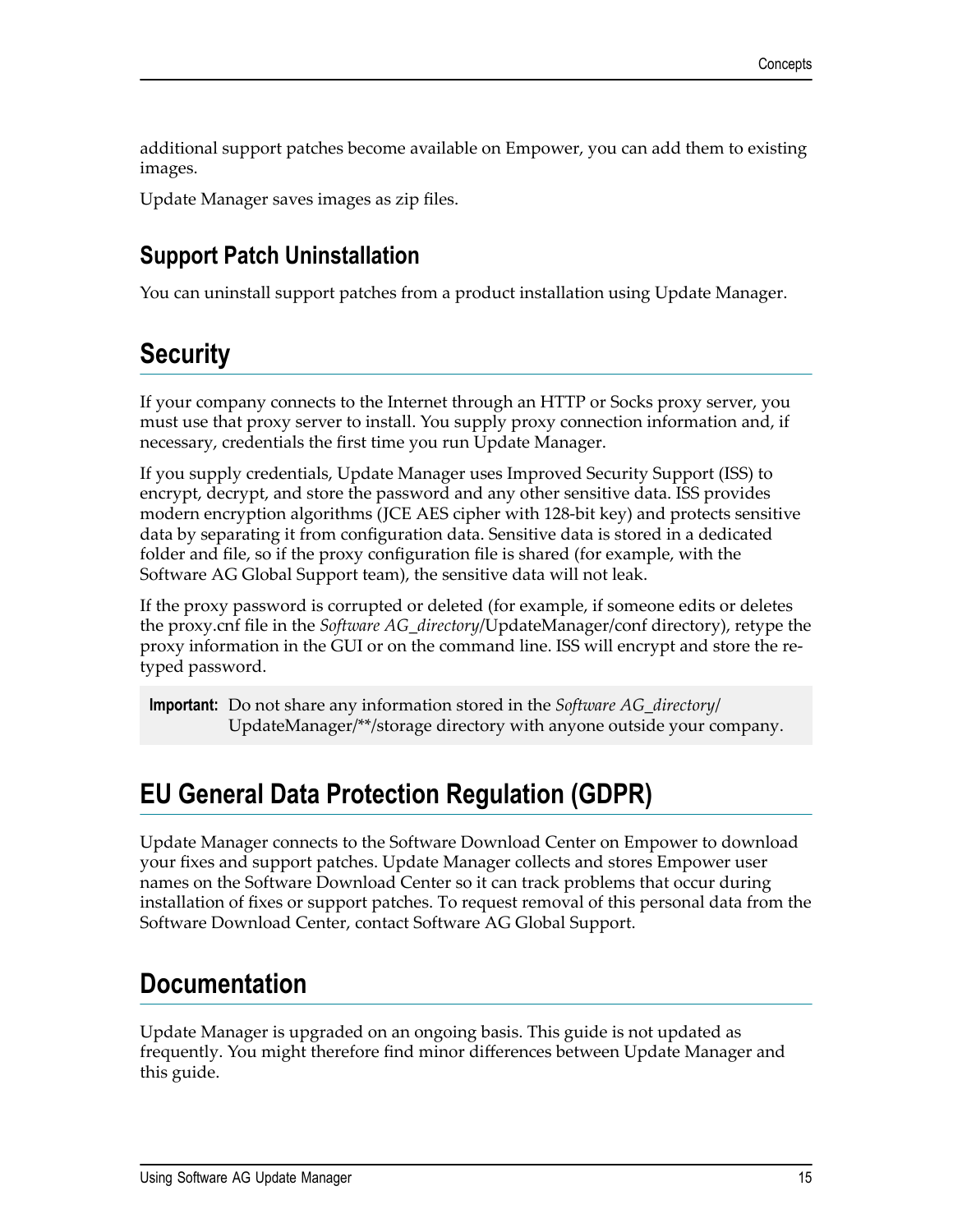additional support patches become available on Empower, you can add them to existing images.

Update Manager saves images as zip files.

### Support Patch Uninstallation

You can uninstall support patches from a product installation using Update Manager.

## Security

If your company connects to the Internet through an HTTP or Socks proxy server, you must use that proxy server to install. You supply proxy connection information and, if necessary, credentials the first time you run Update Manager.

If you supply credentials, Update Manager uses Improved Security Support (ISS) to encrypt, decrypt, and store the password and any other sensitive data. ISS provides modern encryption algorithms (JCE AES cipher with 128-bit key) and protects sensitive data by separating it from configuration data. Sensitive data is stored in a dedicated folder and file, so if the proxy configuration file is shared (for example, with the Software AG Global Support team), the sensitive data will not leak.

If the proxy password is corrupted or deleted (for example, if someone edits or deletes the proxy.cnf file in the *Software AG_directory*/UpdateManager/conf directory), retype the proxy information in the GUI or on the command line. ISS will encrypt and store the re-typed password.

> **Important:** Do not share any information stored in the *Software AG_directory*/UpdateManager/**/storage directory with anyone outside your company.

## EU General Data Protection Regulation (GDPR)

Update Manager connects to the Software Download Center on Empower to download your fixes and support patches. Update Manager collects and stores Empower user names on the Software Download Center so it can track problems that occur during installation of fixes or support patches. To request removal of this personal data from the Software Download Center, contact Software AG Global Support.

## Documentation

Update Manager is upgraded on an ongoing basis. This guide is not updated as frequently. You might therefore find minor differences between Update Manager and this guide.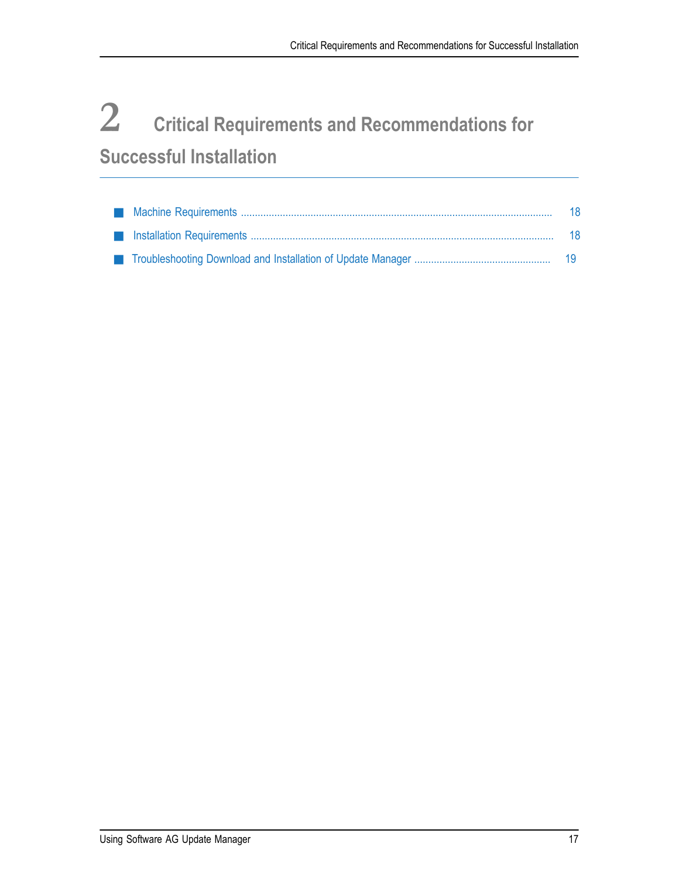# 2 Critical Requirements and Recommendations for Successful Installation

- Machine Requirements ..... 18
- Installation Requirements ..... 18
- Troubleshooting Download and Installation of Update Manager ..... 19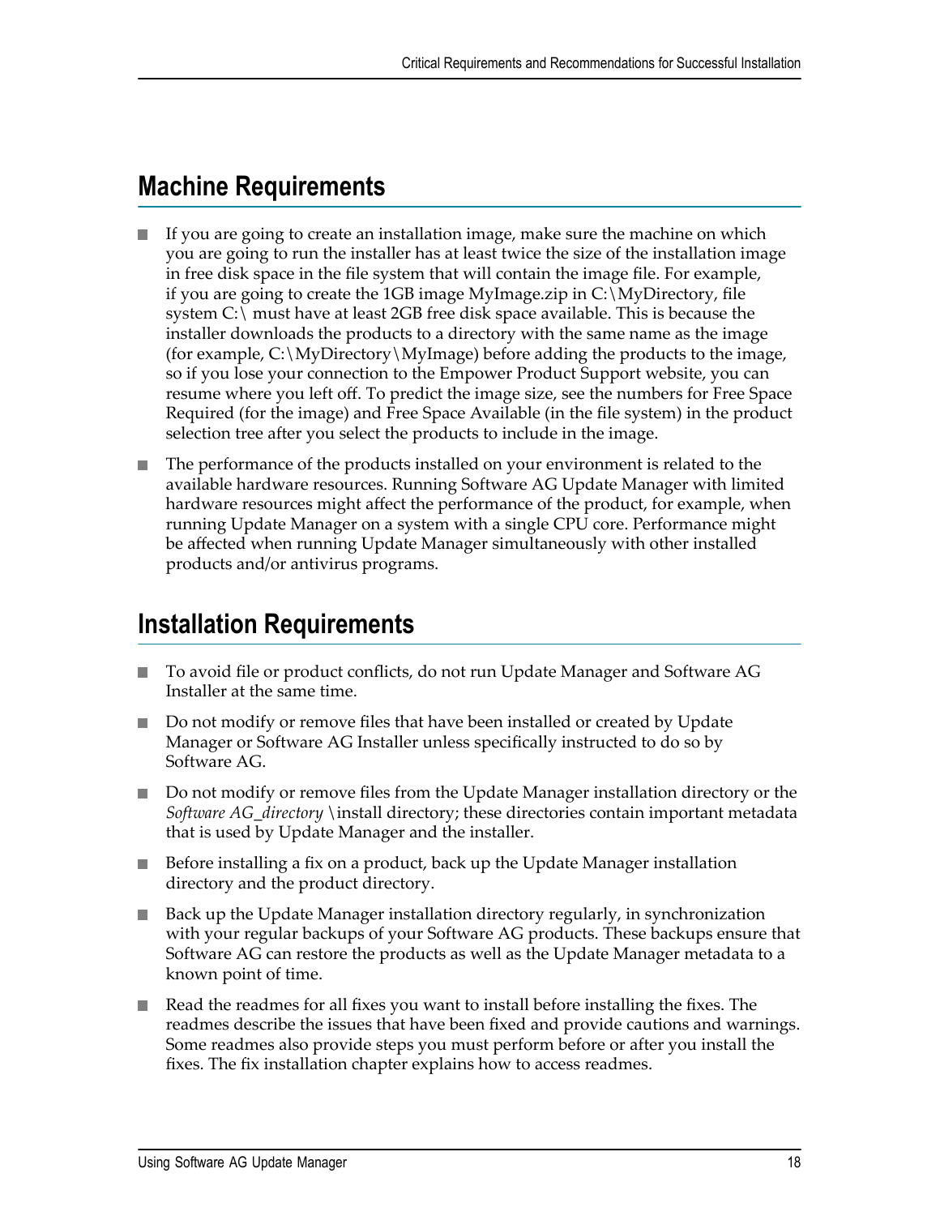## Machine Requirements

- If you are going to create an installation image, make sure the machine on which you are going to run the installer has at least twice the size of the installation image in free disk space in the file system that will contain the image file. For example, if you are going to create the 1GB image MyImage.zip in C:\MyDirectory, file system C:\ must have at least 2GB free disk space available. This is because the installer downloads the products to a directory with the same name as the image (for example, C:\MyDirectory\MyImage) before adding the products to the image, so if you lose your connection to the Empower Product Support website, you can resume where you left off. To predict the image size, see the numbers for Free Space Required (for the image) and Free Space Available (in the file system) in the product selection tree after you select the products to include in the image.
- The performance of the products installed on your environment is related to the available hardware resources. Running Software AG Update Manager with limited hardware resources might affect the performance of the product, for example, when running Update Manager on a system with a single CPU core. Performance might be affected when running Update Manager simultaneously with other installed products and/or antivirus programs.

## Installation Requirements

- To avoid file or product conflicts, do not run Update Manager and Software AG Installer at the same time.
- Do not modify or remove files that have been installed or created by Update Manager or Software AG Installer unless specifically instructed to do so by Software AG.
- Do not modify or remove files from the Update Manager installation directory or the *Software AG_directory* \install directory; these directories contain important metadata that is used by Update Manager and the installer.
- Before installing a fix on a product, back up the Update Manager installation directory and the product directory.
- Back up the Update Manager installation directory regularly, in synchronization with your regular backups of your Software AG products. These backups ensure that Software AG can restore the products as well as the Update Manager metadata to a known point of time.
- Read the readmes for all fixes you want to install before installing the fixes. The readmes describe the issues that have been fixed and provide cautions and warnings. Some readmes also provide steps you must perform before or after you install the fixes. The fix installation chapter explains how to access readmes.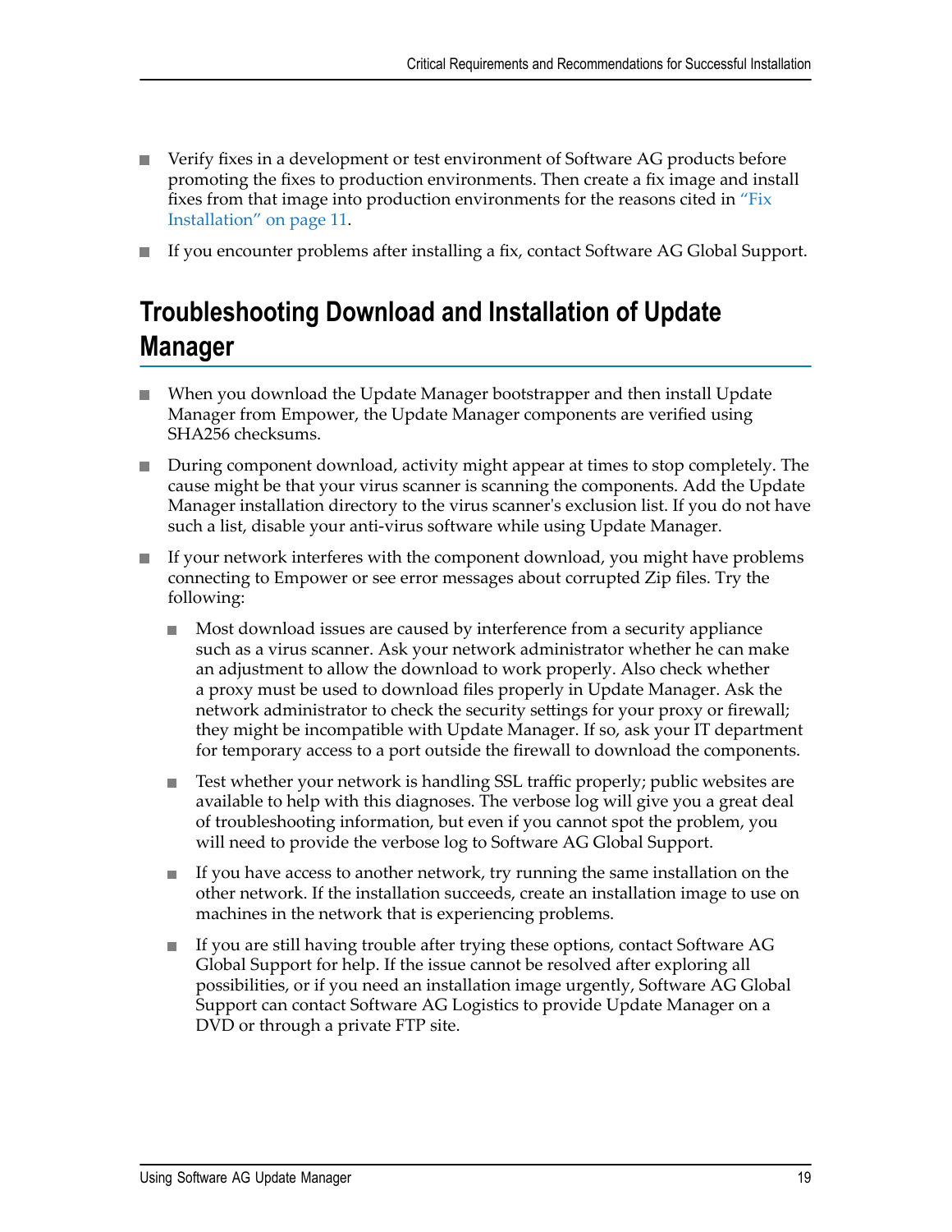- Verify fixes in a development or test environment of Software AG products before promoting the fixes to production environments. Then create a fix image and install fixes from that image into production environments for the reasons cited in "Fix Installation" on page 11.
- If you encounter problems after installing a fix, contact Software AG Global Support.

## Troubleshooting Download and Installation of Update Manager

- When you download the Update Manager bootstrapper and then install Update Manager from Empower, the Update Manager components are verified using SHA256 checksums.
- During component download, activity might appear at times to stop completely. The cause might be that your virus scanner is scanning the components. Add the Update Manager installation directory to the virus scanner's exclusion list. If you do not have such a list, disable your anti-virus software while using Update Manager.
- If your network interferes with the component download, you might have problems connecting to Empower or see error messages about corrupted Zip files. Try the following:
  - Most download issues are caused by interference from a security appliance such as a virus scanner. Ask your network administrator whether he can make an adjustment to allow the download to work properly. Also check whether a proxy must be used to download files properly in Update Manager. Ask the network administrator to check the security settings for your proxy or firewall; they might be incompatible with Update Manager. If so, ask your IT department for temporary access to a port outside the firewall to download the components.
  - Test whether your network is handling SSL traffic properly; public websites are available to help with this diagnoses. The verbose log will give you a great deal of troubleshooting information, but even if you cannot spot the problem, you will need to provide the verbose log to Software AG Global Support.
  - If you have access to another network, try running the same installation on the other network. If the installation succeeds, create an installation image to use on machines in the network that is experiencing problems.
  - If you are still having trouble after trying these options, contact Software AG Global Support for help. If the issue cannot be resolved after exploring all possibilities, or if you need an installation image urgently, Software AG Global Support can contact Software AG Logistics to provide Update Manager on a DVD or through a private FTP site.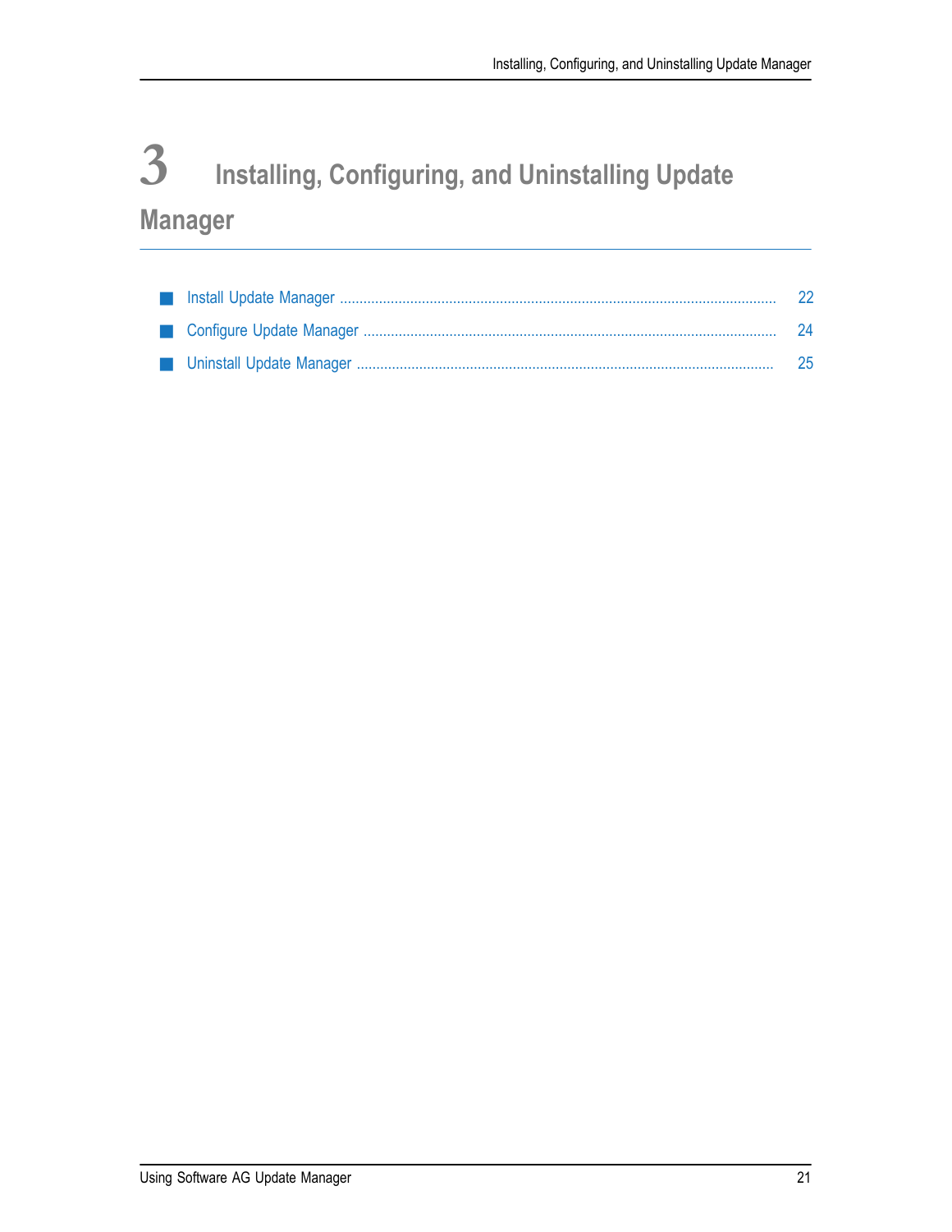# 3 Installing, Configuring, and Uninstalling Update Manager

- Install Update Manager ........................................ 22
- Configure Update Manager ........................................ 24
- Uninstall Update Manager ........................................ 25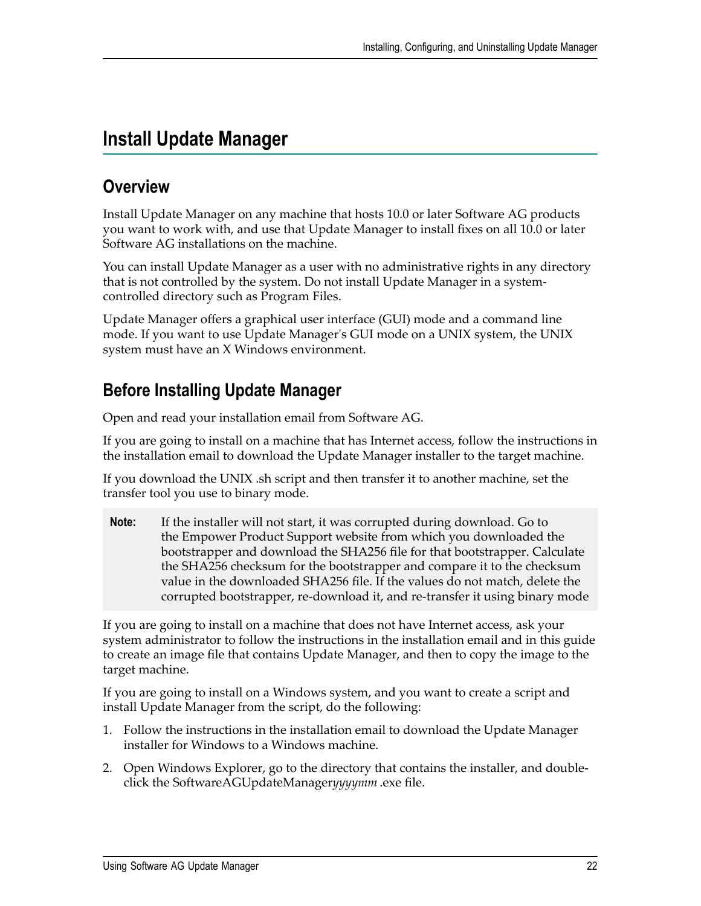# Install Update Manager

## Overview

Install Update Manager on any machine that hosts 10.0 or later Software AG products you want to work with, and use that Update Manager to install fixes on all 10.0 or later Software AG installations on the machine.

You can install Update Manager as a user with no administrative rights in any directory that is not controlled by the system. Do not install Update Manager in a system-controlled directory such as Program Files.

Update Manager offers a graphical user interface (GUI) mode and a command line mode. If you want to use Update Manager's GUI mode on a UNIX system, the UNIX system must have an X Windows environment.

## Before Installing Update Manager

Open and read your installation email from Software AG.

If you are going to install on a machine that has Internet access, follow the instructions in the installation email to download the Update Manager installer to the target machine.

If you download the UNIX .sh script and then transfer it to another machine, set the transfer tool you use to binary mode.

> **Note:** If the installer will not start, it was corrupted during download. Go to the Empower Product Support website from which you downloaded the bootstrapper and download the SHA256 file for that bootstrapper. Calculate the SHA256 checksum for the bootstrapper and compare it to the checksum value in the downloaded SHA256 file. If the values do not match, delete the corrupted bootstrapper, re-download it, and re-transfer it using binary mode

If you are going to install on a machine that does not have Internet access, ask your system administrator to follow the instructions in the installation email and in this guide to create an image file that contains Update Manager, and then to copy the image to the target machine.

If you are going to install on a Windows system, and you want to create a script and install Update Manager from the script, do the following:

1. Follow the instructions in the installation email to download the Update Manager installer for Windows to a Windows machine.
2. Open Windows Explorer, go to the directory that contains the installer, and double-click the SoftwareAGUpdateManager*yyyymm* .exe file.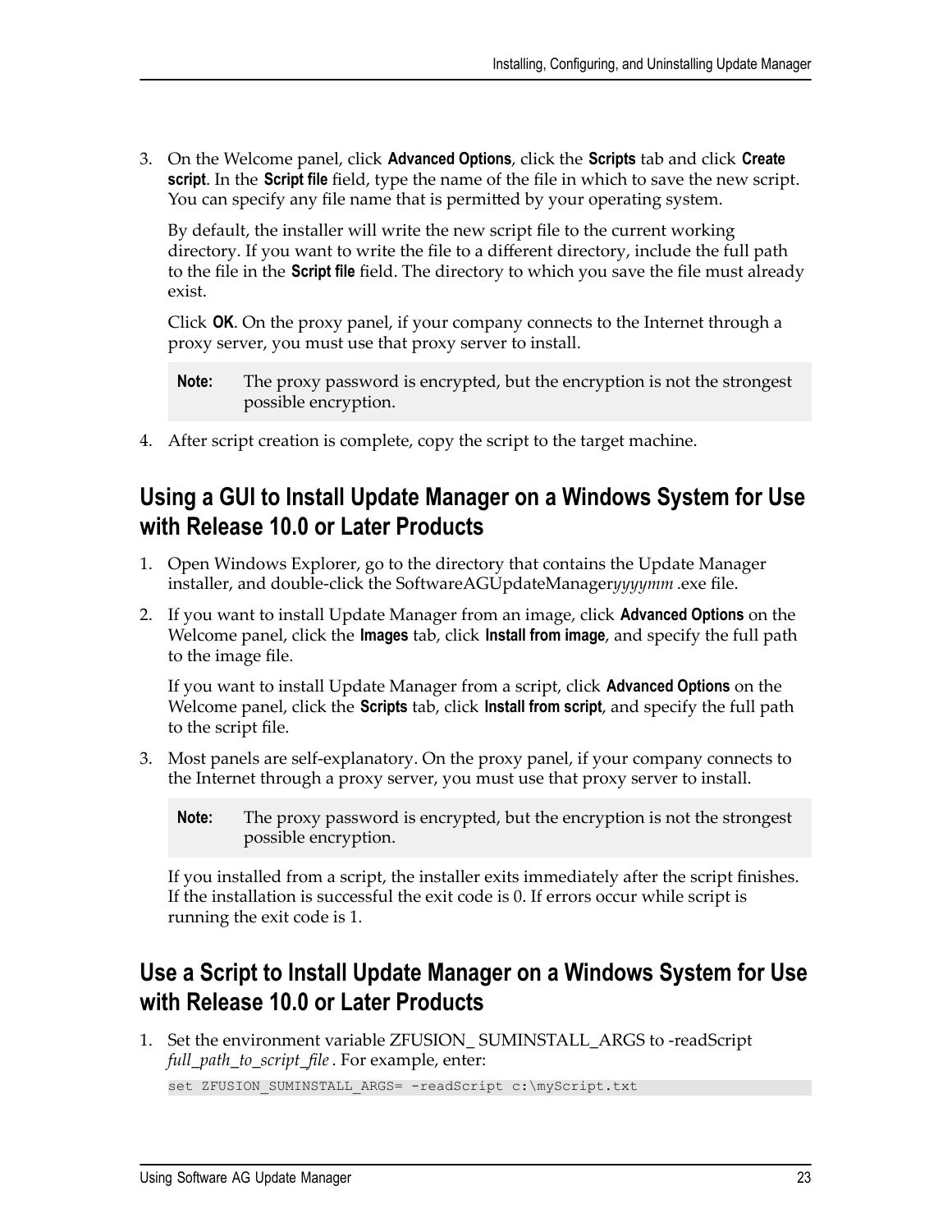3. On the Welcome panel, click **Advanced Options**, click the **Scripts** tab and click **Create script**. In the **Script file** field, type the name of the file in which to save the new script. You can specify any file name that is permitted by your operating system.

   By default, the installer will write the new script file to the current working directory. If you want to write the file to a different directory, include the full path to the file in the **Script file** field. The directory to which you save the file must already exist.

   Click **OK**. On the proxy panel, if your company connects to the Internet through a proxy server, you must use that proxy server to install.

   > **Note:** The proxy password is encrypted, but the encryption is not the strongest possible encryption.

4. After script creation is complete, copy the script to the target machine.

## Using a GUI to Install Update Manager on a Windows System for Use with Release 10.0 or Later Products

1. Open Windows Explorer, go to the directory that contains the Update Manager installer, and double-click the SoftwareAGUpdateManager*yyyymm* .exe file.

2. If you want to install Update Manager from an image, click **Advanced Options** on the Welcome panel, click the **Images** tab, click **Install from image**, and specify the full path to the image file.

   If you want to install Update Manager from a script, click **Advanced Options** on the Welcome panel, click the **Scripts** tab, click **Install from script**, and specify the full path to the script file.

3. Most panels are self-explanatory. On the proxy panel, if your company connects to the Internet through a proxy server, you must use that proxy server to install.

   > **Note:** The proxy password is encrypted, but the encryption is not the strongest possible encryption.

   If you installed from a script, the installer exits immediately after the script finishes. If the installation is successful the exit code is 0. If errors occur while script is running the exit code is 1.

## Use a Script to Install Update Manager on a Windows System for Use with Release 10.0 or Later Products

1. Set the environment variable ZFUSION_ SUMINSTALL_ARGS to -readScript *full_path_to_script_file* . For example, enter:

   ```
   set ZFUSION_SUMINSTALL_ARGS= -readScript c:\myScript.txt
   ```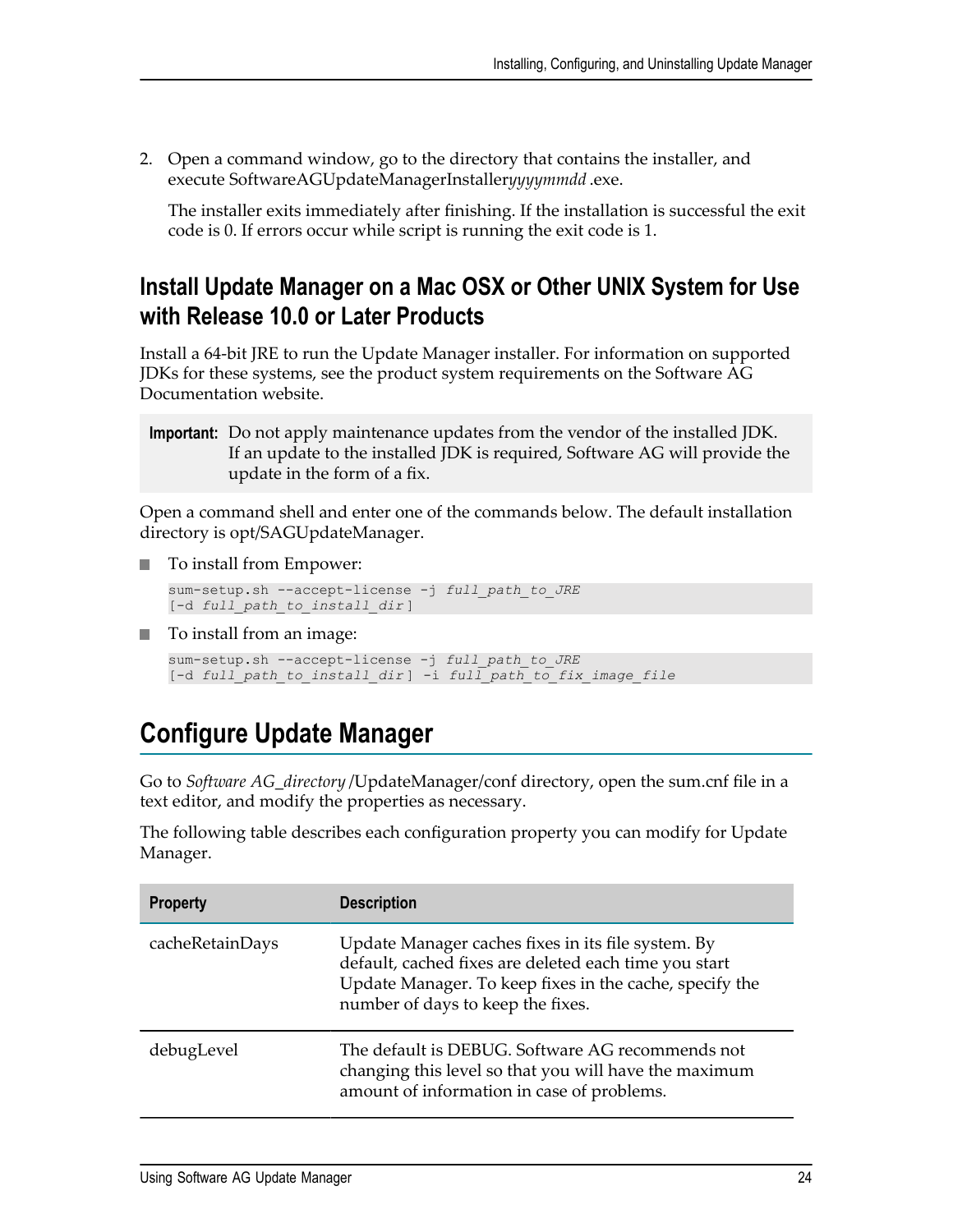2. Open a command window, go to the directory that contains the installer, and execute SoftwareAGUpdateManagerInstaller*yyyymmdd* .exe.

   The installer exits immediately after finishing. If the installation is successful the exit code is 0. If errors occur while script is running the exit code is 1.

## Install Update Manager on a Mac OSX or Other UNIX System for Use with Release 10.0 or Later Products

Install a 64-bit JRE to run the Update Manager installer. For information on supported JDKs for these systems, see the product system requirements on the Software AG Documentation website.

> **Important:** Do not apply maintenance updates from the vendor of the installed JDK. If an update to the installed JDK is required, Software AG will provide the update in the form of a fix.

Open a command shell and enter one of the commands below. The default installation directory is opt/SAGUpdateManager.

- To install from Empower:

```
sum-setup.sh --accept-license -j full_path_to_JRE
[-d full_path_to_install_dir]
```

- To install from an image:

```
sum-setup.sh --accept-license -j full_path_to_JRE
[-d full_path_to_install_dir] -i full_path_to_fix_image_file
```

# Configure Update Manager

Go to *Software AG_directory* /UpdateManager/conf directory, open the sum.cnf file in a text editor, and modify the properties as necessary.

The following table describes each configuration property you can modify for Update Manager.

| Property | Description |
| --- | --- |
| cacheRetainDays | Update Manager caches fixes in its file system. By default, cached fixes are deleted each time you start Update Manager. To keep fixes in the cache, specify the number of days to keep the fixes. |
| debugLevel | The default is DEBUG. Software AG recommends not changing this level so that you will have the maximum amount of information in case of problems. |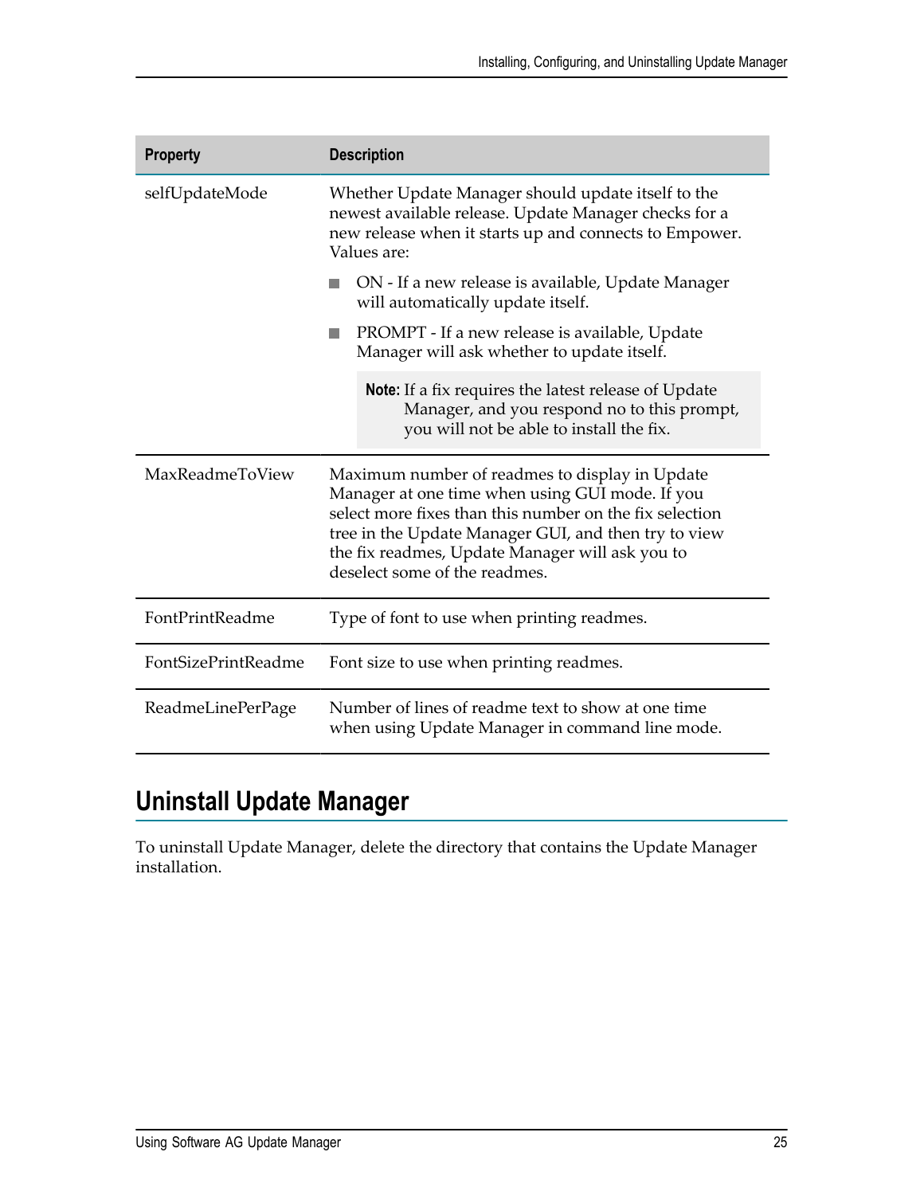| Property | Description |
| --- | --- |
| selfUpdateMode | Whether Update Manager should update itself to the newest available release. Update Manager checks for a new release when it starts up and connects to Empower. Values are:<br>- ON - If a new release is available, Update Manager will automatically update itself.<br>- PROMPT - If a new release is available, Update Manager will ask whether to update itself.<br><br>**Note:** If a fix requires the latest release of Update Manager, and you respond no to this prompt, you will not be able to install the fix. |
| MaxReadmeToView | Maximum number of readmes to display in Update Manager at one time when using GUI mode. If you select more fixes than this number on the fix selection tree in the Update Manager GUI, and then try to view the fix readmes, Update Manager will ask you to deselect some of the readmes. |
| FontPrintReadme | Type of font to use when printing readmes. |
| FontSizePrintReadme | Font size to use when printing readmes. |
| ReadmeLinePerPage | Number of lines of readme text to show at one time when using Update Manager in command line mode. |

## Uninstall Update Manager

To uninstall Update Manager, delete the directory that contains the Update Manager installation.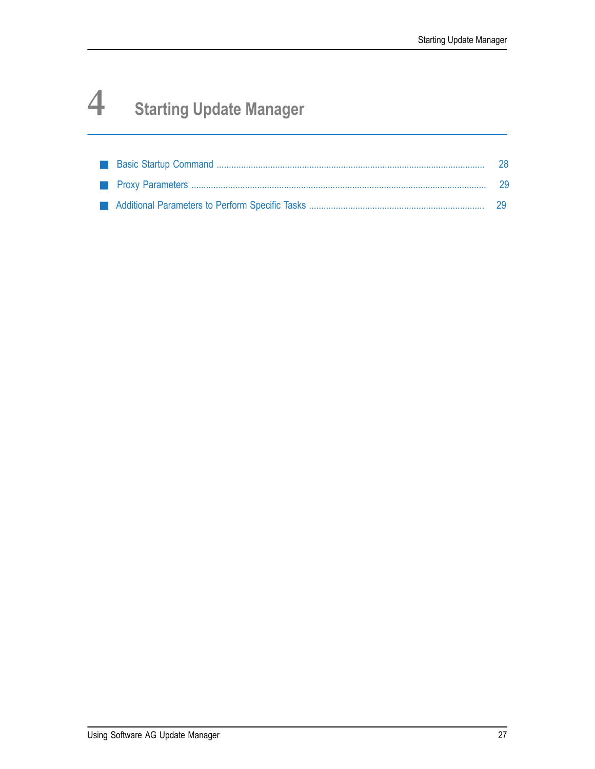# 4 Starting Update Manager

- Basic Startup Command ..... 28
- Proxy Parameters ..... 29
- Additional Parameters to Perform Specific Tasks ..... 29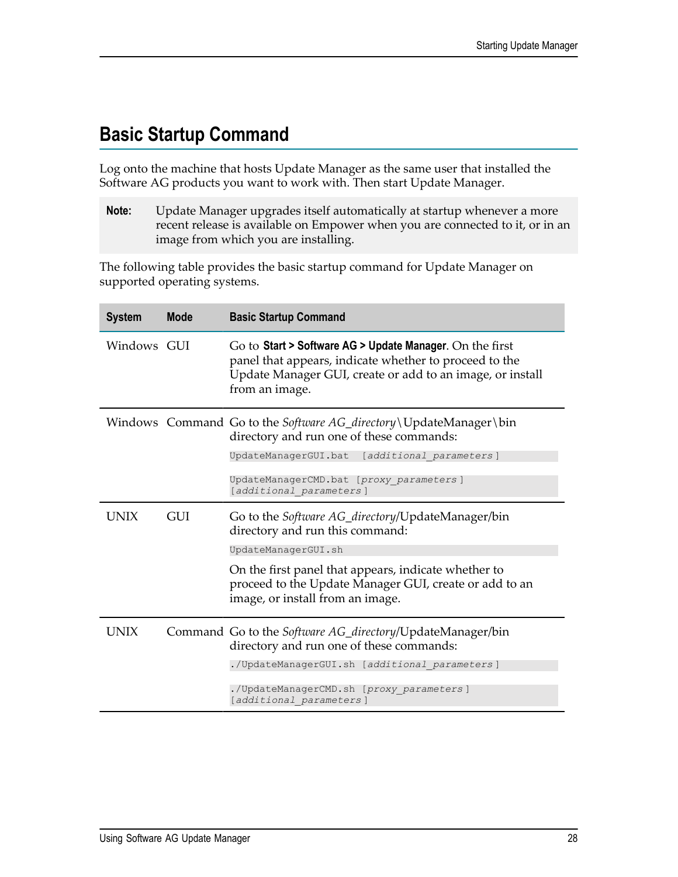## Basic Startup Command

Log onto the machine that hosts Update Manager as the same user that installed the Software AG products you want to work with. Then start Update Manager.

> **Note:** Update Manager upgrades itself automatically at startup whenever a more recent release is available on Empower when you are connected to it, or in an image from which you are installing.

The following table provides the basic startup command for Update Manager on supported operating systems.

| System | Mode | Basic Startup Command |
|---|---|---|
| Windows | GUI | Go to **Start > Software AG > Update Manager**. On the first panel that appears, indicate whether to proceed to the Update Manager GUI, create or add to an image, or install from an image. |
| Windows | Command | Go to the *Software AG_directory*\UpdateManager\bin directory and run one of these commands:<br>`UpdateManagerGUI.bat [additional_parameters]`<br>`UpdateManagerCMD.bat [proxy_parameters] [additional_parameters]` |
| UNIX | GUI | Go to the *Software AG_directory*/UpdateManager/bin directory and run this command:<br>`UpdateManagerGUI.sh`<br>On the first panel that appears, indicate whether to proceed to the Update Manager GUI, create or add to an image, or install from an image. |
| UNIX | Command | Go to the *Software AG_directory*/UpdateManager/bin directory and run one of these commands:<br>`./UpdateManagerGUI.sh [additional_parameters]`<br>`./UpdateManagerCMD.sh [proxy_parameters] [additional_parameters]` |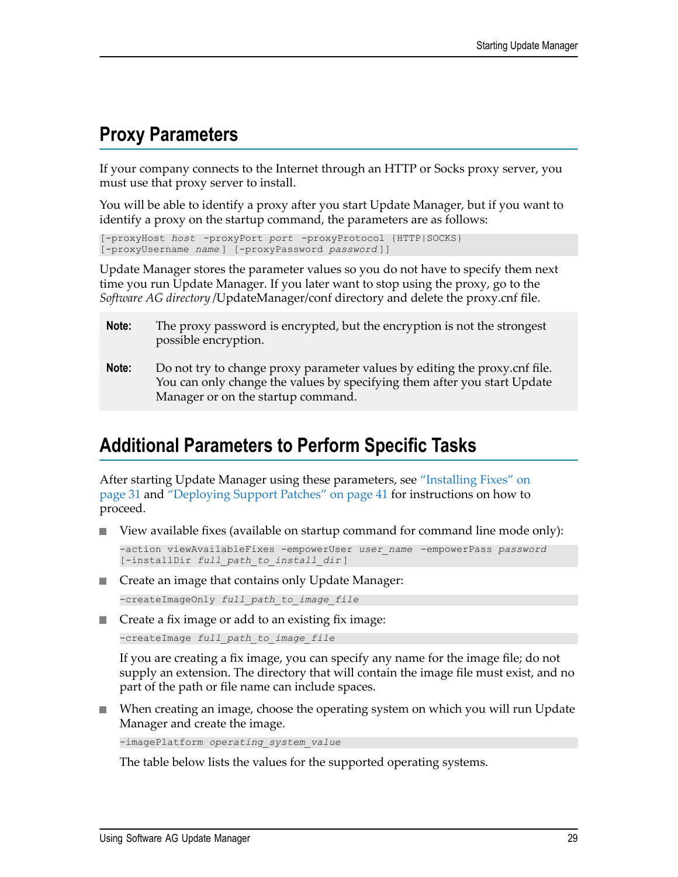## Proxy Parameters

If your company connects to the Internet through an HTTP or Socks proxy server, you must use that proxy server to install.

You will be able to identify a proxy after you start Update Manager, but if you want to identify a proxy on the startup command, the parameters are as follows:

```
[-proxyHost host -proxyPort port -proxyProtocol {HTTP|SOCKS}
[-proxyUsername name] [-proxyPassword password]]
```

Update Manager stores the parameter values so you do not have to specify them next time you run Update Manager. If you later want to stop using the proxy, go to the *Software AG directory* /UpdateManager/conf directory and delete the proxy.cnf file.

> **Note:** The proxy password is encrypted, but the encryption is not the strongest possible encryption.
>
> **Note:** Do not try to change proxy parameter values by editing the proxy.cnf file. You can only change the values by specifying them after you start Update Manager or on the startup command.

## Additional Parameters to Perform Specific Tasks

After starting Update Manager using these parameters, see "Installing Fixes" on page 31 and "Deploying Support Patches" on page 41 for instructions on how to proceed.

- View available fixes (available on startup command for command line mode only):

  ```
  -action viewAvailableFixes -empowerUser user_name -empowerPass password
  [-installDir full_path_to_install_dir]
  ```

- Create an image that contains only Update Manager:

  ```
  -createImageOnly full_path_to_image_file
  ```

- Create a fix image or add to an existing fix image:

  ```
  -createImage full_path_to_image_file
  ```

  If you are creating a fix image, you can specify any name for the image file; do not supply an extension. The directory that will contain the image file must exist, and no part of the path or file name can include spaces.

- When creating an image, choose the operating system on which you will run Update Manager and create the image.

  ```
  -imagePlatform operating_system_value
  ```

  The table below lists the values for the supported operating systems.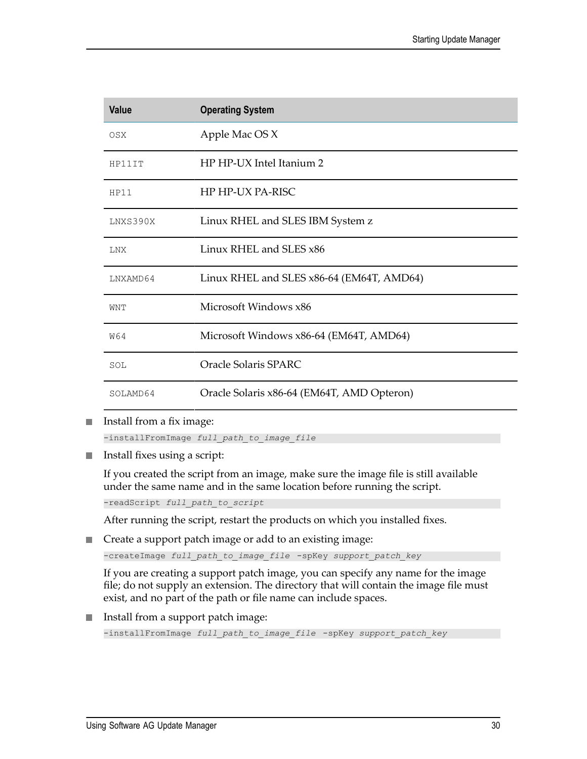| Value | Operating System |
|---|---|
| `OSX` | Apple Mac OS X |
| `HP11IT` | HP HP-UX Intel Itanium 2 |
| `HP11` | HP HP-UX PA-RISC |
| `LNXS390X` | Linux RHEL and SLES IBM System z |
| `LNX` | Linux RHEL and SLES x86 |
| `LNXAMD64` | Linux RHEL and SLES x86-64 (EM64T, AMD64) |
| `WNT` | Microsoft Windows x86 |
| `W64` | Microsoft Windows x86-64 (EM64T, AMD64) |
| `SOL` | Oracle Solaris SPARC |
| `SOLAMD64` | Oracle Solaris x86-64 (EM64T, AMD Opteron) |

- Install from a fix image:

  ```
  -installFromImage full_path_to_image_file
  ```

- Install fixes using a script:

  If you created the script from an image, make sure the image file is still available under the same name and in the same location before running the script.

  ```
  -readScript full_path_to_script
  ```

  After running the script, restart the products on which you installed fixes.

- Create a support patch image or add to an existing image:

  ```
  -createImage full_path_to_image_file -spKey support_patch_key
  ```

  If you are creating a support patch image, you can specify any name for the image file; do not supply an extension. The directory that will contain the image file must exist, and no part of the path or file name can include spaces.

- Install from a support patch image:

  ```
  -installFromImage full_path_to_image_file -spKey support_patch_key
  ```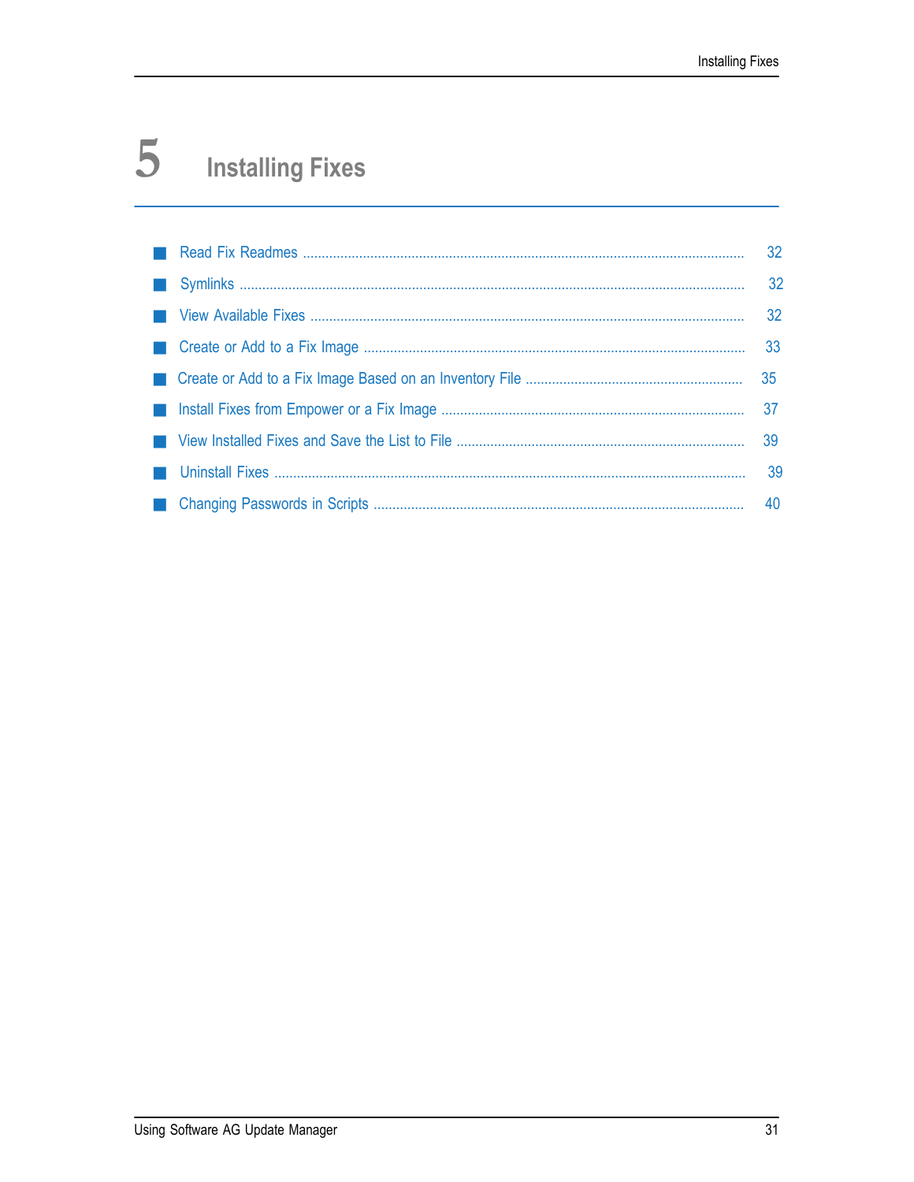# 5 Installing Fixes

- Read Fix Readmes ..... 32
- Symlinks ..... 32
- View Available Fixes ..... 32
- Create or Add to a Fix Image ..... 33
- Create or Add to a Fix Image Based on an Inventory File ..... 35
- Install Fixes from Empower or a Fix Image ..... 37
- View Installed Fixes and Save the List to File ..... 39
- Uninstall Fixes ..... 39
- Changing Passwords in Scripts ..... 40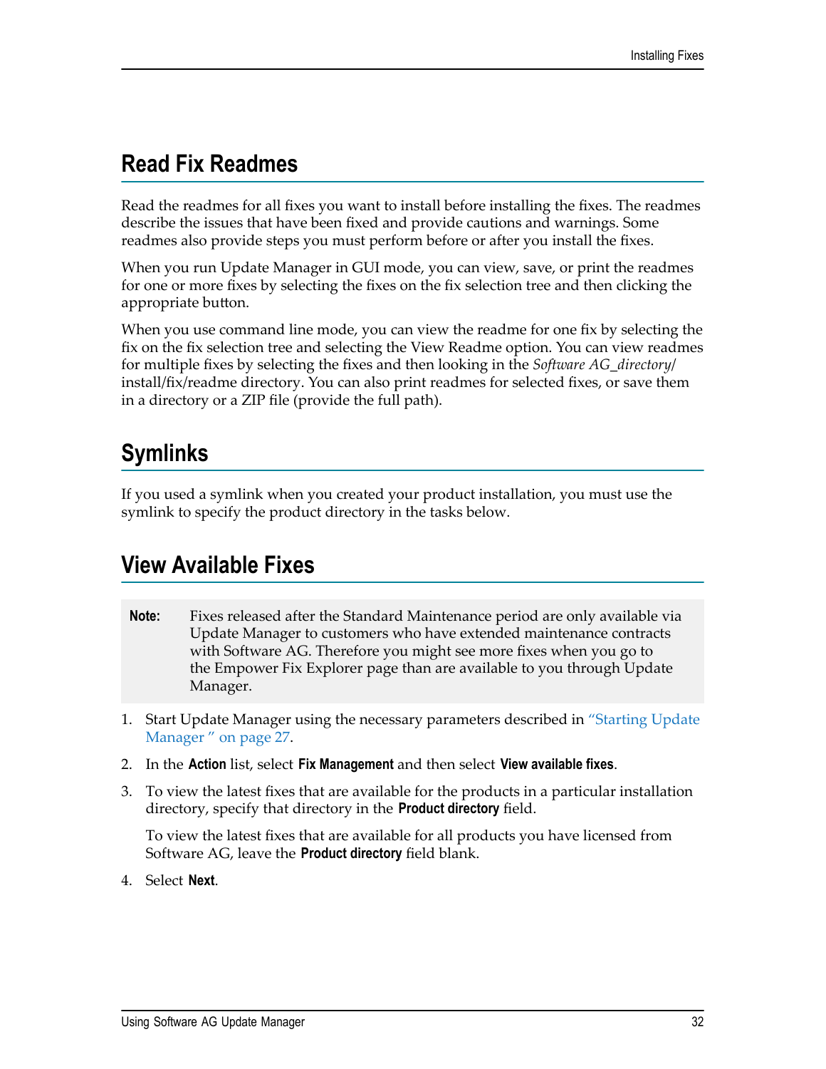## Read Fix Readmes

Read the readmes for all fixes you want to install before installing the fixes. The readmes describe the issues that have been fixed and provide cautions and warnings. Some readmes also provide steps you must perform before or after you install the fixes.

When you run Update Manager in GUI mode, you can view, save, or print the readmes for one or more fixes by selecting the fixes on the fix selection tree and then clicking the appropriate button.

When you use command line mode, you can view the readme for one fix by selecting the fix on the fix selection tree and selecting the View Readme option. You can view readmes for multiple fixes by selecting the fixes and then looking in the *Software AG_directory*/install/fix/readme directory. You can also print readmes for selected fixes, or save them in a directory or a ZIP file (provide the full path).

## Symlinks

If you used a symlink when you created your product installation, you must use the symlink to specify the product directory in the tasks below.

## View Available Fixes

> **Note:** Fixes released after the Standard Maintenance period are only available via Update Manager to customers who have extended maintenance contracts with Software AG. Therefore you might see more fixes when you go to the Empower Fix Explorer page than are available to you through Update Manager.

1. Start Update Manager using the necessary parameters described in "Starting Update Manager " on page 27.
2. In the **Action** list, select **Fix Management** and then select **View available fixes**.
3. To view the latest fixes that are available for the products in a particular installation directory, specify that directory in the **Product directory** field.

   To view the latest fixes that are available for all products you have licensed from Software AG, leave the **Product directory** field blank.
4. Select **Next**.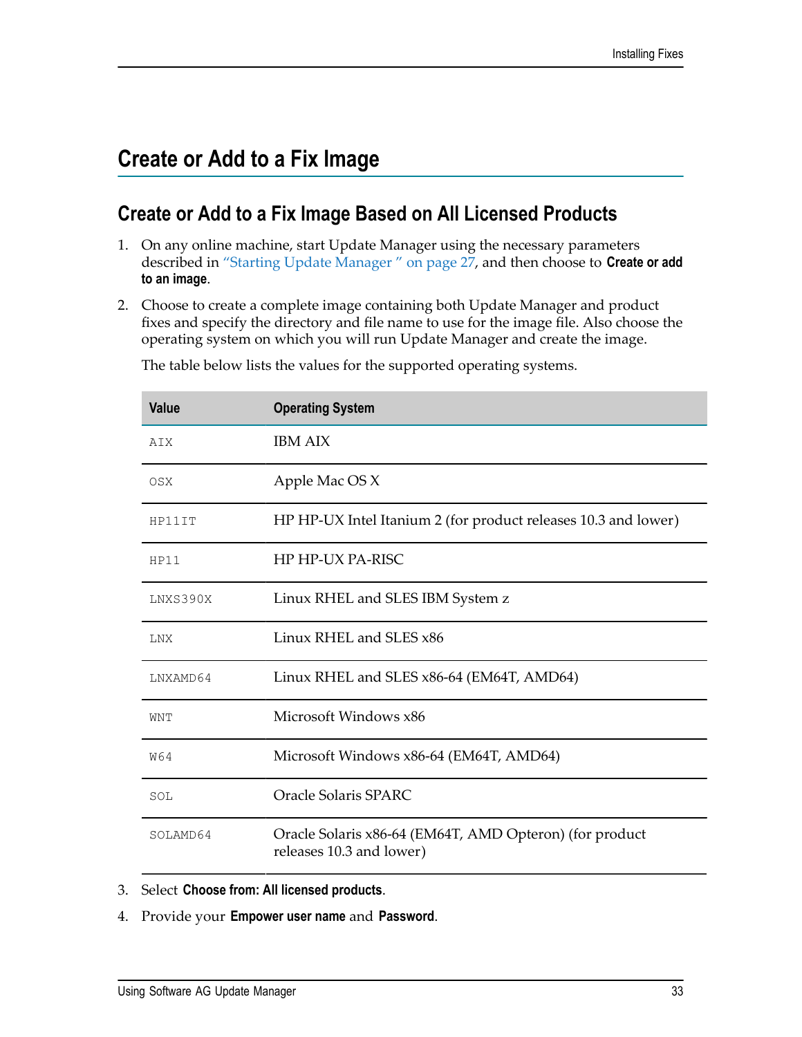# Create or Add to a Fix Image

## Create or Add to a Fix Image Based on All Licensed Products

1. On any online machine, start Update Manager using the necessary parameters described in "Starting Update Manager " on page 27, and then choose to **Create or add to an image**.

2. Choose to create a complete image containing both Update Manager and product fixes and specify the directory and file name to use for the image file. Also choose the operating system on which you will run Update Manager and create the image.

   The table below lists the values for the supported operating systems.

   | Value | Operating System |
   | --- | --- |
   | `AIX` | IBM AIX |
   | `OSX` | Apple Mac OS X |
   | `HP11IT` | HP HP-UX Intel Itanium 2 (for product releases 10.3 and lower) |
   | `HP11` | HP HP-UX PA-RISC |
   | `LNXS390X` | Linux RHEL and SLES IBM System z |
   | `LNX` | Linux RHEL and SLES x86 |
   | `LNXAMD64` | Linux RHEL and SLES x86-64 (EM64T, AMD64) |
   | `WNT` | Microsoft Windows x86 |
   | `W64` | Microsoft Windows x86-64 (EM64T, AMD64) |
   | `SOL` | Oracle Solaris SPARC |
   | `SOLAMD64` | Oracle Solaris x86-64 (EM64T, AMD Opteron) (for product releases 10.3 and lower) |

3. Select **Choose from: All licensed products**.

4. Provide your **Empower user name** and **Password**.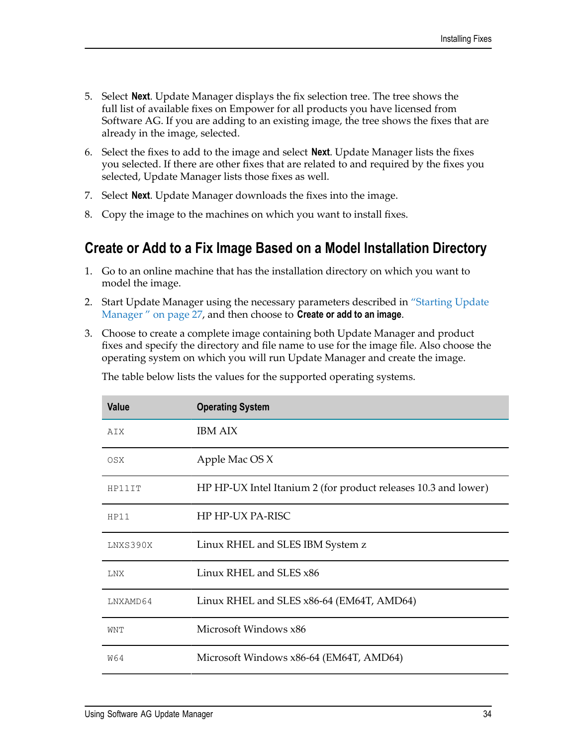5. Select **Next**. Update Manager displays the fix selection tree. The tree shows the full list of available fixes on Empower for all products you have licensed from Software AG. If you are adding to an existing image, the tree shows the fixes that are already in the image, selected.
6. Select the fixes to add to the image and select **Next**. Update Manager lists the fixes you selected. If there are other fixes that are related to and required by the fixes you selected, Update Manager lists those fixes as well.
7. Select **Next**. Update Manager downloads the fixes into the image.
8. Copy the image to the machines on which you want to install fixes.

## Create or Add to a Fix Image Based on a Model Installation Directory

1. Go to an online machine that has the installation directory on which you want to model the image.
2. Start Update Manager using the necessary parameters described in "Starting Update Manager " on page 27, and then choose to **Create or add to an image**.
3. Choose to create a complete image containing both Update Manager and product fixes and specify the directory and file name to use for the image file. Also choose the operating system on which you will run Update Manager and create the image.

   The table below lists the values for the supported operating systems.

| Value | Operating System |
|---|---|
| `AIX` | IBM AIX |
| `OSX` | Apple Mac OS X |
| `HP11IT` | HP HP-UX Intel Itanium 2 (for product releases 10.3 and lower) |
| `HP11` | HP HP-UX PA-RISC |
| `LNXS390X` | Linux RHEL and SLES IBM System z |
| `LNX` | Linux RHEL and SLES x86 |
| `LNXAMD64` | Linux RHEL and SLES x86-64 (EM64T, AMD64) |
| `WNT` | Microsoft Windows x86 |
| `W64` | Microsoft Windows x86-64 (EM64T, AMD64) |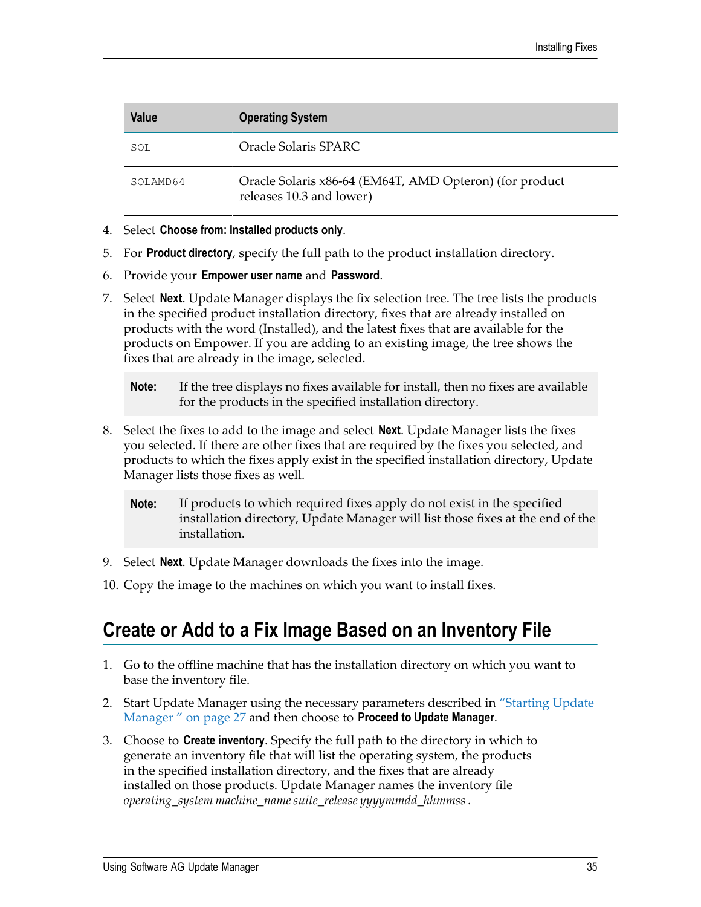| Value | Operating System |
| --- | --- |
| SOL | Oracle Solaris SPARC |
| SOLAMD64 | Oracle Solaris x86-64 (EM64T, AMD Opteron) (for product releases 10.3 and lower) |

4. Select **Choose from: Installed products only**.
5. For **Product directory**, specify the full path to the product installation directory.
6. Provide your **Empower user name** and **Password**.
7. Select **Next**. Update Manager displays the fix selection tree. The tree lists the products in the specified product installation directory, fixes that are already installed on products with the word (Installed), and the latest fixes that are available for the products on Empower. If you are adding to an existing image, the tree shows the fixes that are already in the image, selected.

   **Note:** If the tree displays no fixes available for install, then no fixes are available for the products in the specified installation directory.

8. Select the fixes to add to the image and select **Next**. Update Manager lists the fixes you selected. If there are other fixes that are required by the fixes you selected, and products to which the fixes apply exist in the specified installation directory, Update Manager lists those fixes as well.

   **Note:** If products to which required fixes apply do not exist in the specified installation directory, Update Manager will list those fixes at the end of the installation.

9. Select **Next**. Update Manager downloads the fixes into the image.
10. Copy the image to the machines on which you want to install fixes.

## Create or Add to a Fix Image Based on an Inventory File

1. Go to the offline machine that has the installation directory on which you want to base the inventory file.
2. Start Update Manager using the necessary parameters described in "Starting Update Manager " on page 27 and then choose to **Proceed to Update Manager**.
3. Choose to **Create inventory**. Specify the full path to the directory in which to generate an inventory file that will list the operating system, the products in the specified installation directory, and the fixes that are already installed on those products. Update Manager names the inventory file *operating_system machine_name suite_release yyyymmdd_hhmmss* .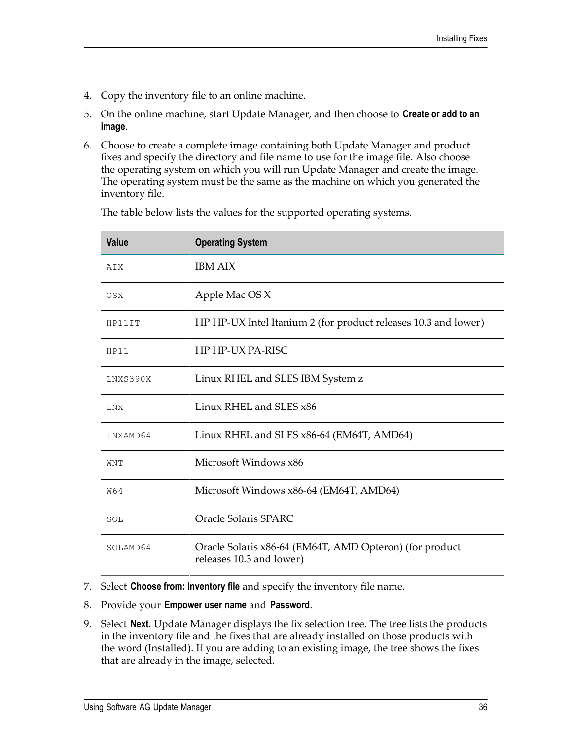4. Copy the inventory file to an online machine.
5. On the online machine, start Update Manager, and then choose to **Create or add to an image**.
6. Choose to create a complete image containing both Update Manager and product fixes and specify the directory and file name to use for the image file. Also choose the operating system on which you will run Update Manager and create the image. The operating system must be the same as the machine on which you generated the inventory file.

   The table below lists the values for the supported operating systems.

   | Value | Operating System |
   | --- | --- |
   | `AIX` | IBM AIX |
   | `OSX` | Apple Mac OS X |
   | `HP11IT` | HP HP-UX Intel Itanium 2 (for product releases 10.3 and lower) |
   | `HP11` | HP HP-UX PA-RISC |
   | `LNXS390X` | Linux RHEL and SLES IBM System z |
   | `LNX` | Linux RHEL and SLES x86 |
   | `LNXAMD64` | Linux RHEL and SLES x86-64 (EM64T, AMD64) |
   | `WNT` | Microsoft Windows x86 |
   | `W64` | Microsoft Windows x86-64 (EM64T, AMD64) |
   | `SOL` | Oracle Solaris SPARC |
   | `SOLAMD64` | Oracle Solaris x86-64 (EM64T, AMD Opteron) (for product releases 10.3 and lower) |

7. Select **Choose from: Inventory file** and specify the inventory file name.
8. Provide your **Empower user name** and **Password**.
9. Select **Next**. Update Manager displays the fix selection tree. The tree lists the products in the inventory file and the fixes that are already installed on those products with the word (Installed). If you are adding to an existing image, the tree shows the fixes that are already in the image, selected.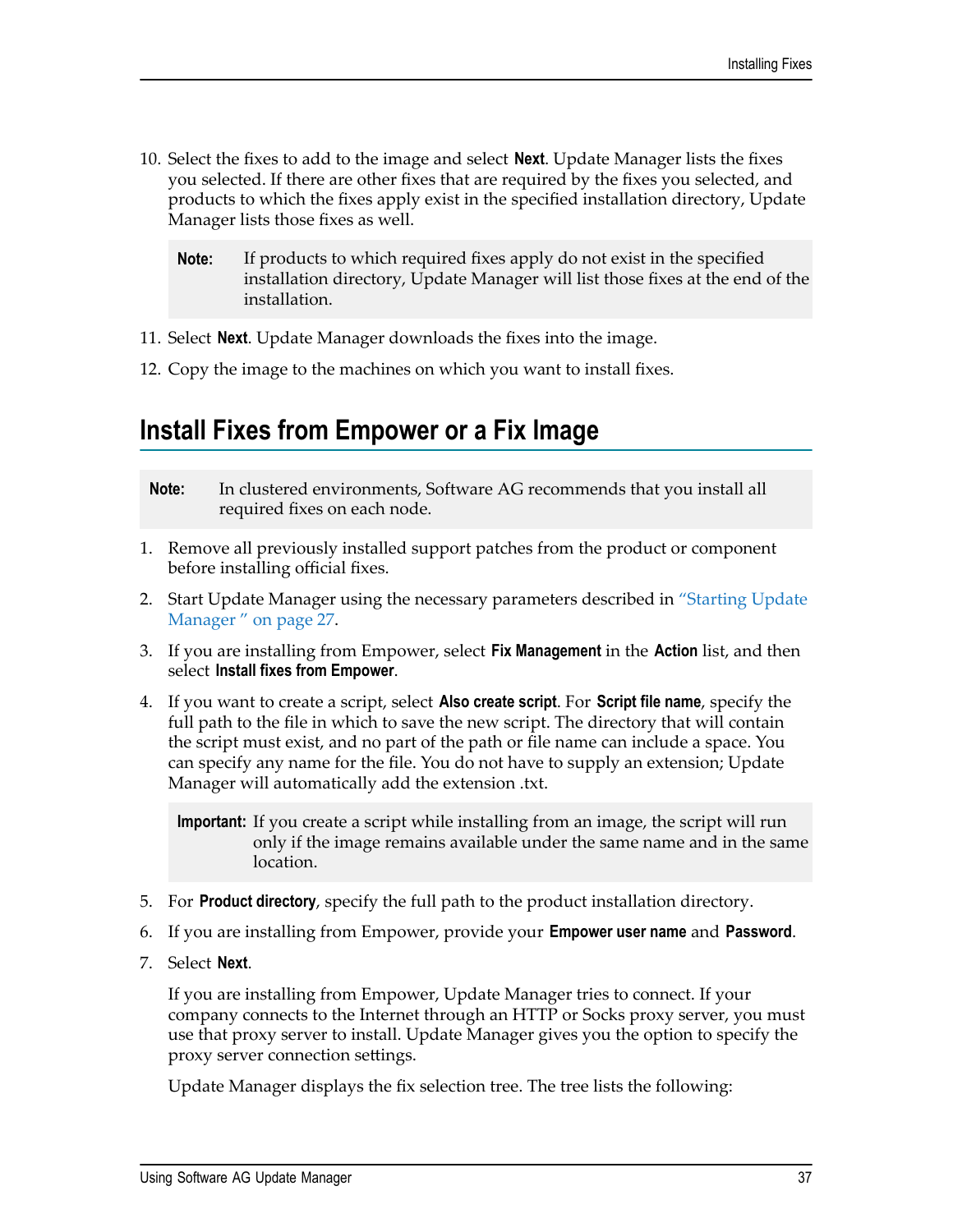10. Select the fixes to add to the image and select **Next**. Update Manager lists the fixes you selected. If there are other fixes that are required by the fixes you selected, and products to which the fixes apply exist in the specified installation directory, Update Manager lists those fixes as well.

   **Note:** If products to which required fixes apply do not exist in the specified installation directory, Update Manager will list those fixes at the end of the installation.

11. Select **Next**. Update Manager downloads the fixes into the image.
12. Copy the image to the machines on which you want to install fixes.

## Install Fixes from Empower or a Fix Image

**Note:** In clustered environments, Software AG recommends that you install all required fixes on each node.

1. Remove all previously installed support patches from the product or component before installing official fixes.
2. Start Update Manager using the necessary parameters described in "Starting Update Manager " on page 27.
3. If you are installing from Empower, select **Fix Management** in the **Action** list, and then select **Install fixes from Empower**.
4. If you want to create a script, select **Also create script**. For **Script file name**, specify the full path to the file in which to save the new script. The directory that will contain the script must exist, and no part of the path or file name can include a space. You can specify any name for the file. You do not have to supply an extension; Update Manager will automatically add the extension .txt.

   **Important:** If you create a script while installing from an image, the script will run only if the image remains available under the same name and in the same location.

5. For **Product directory**, specify the full path to the product installation directory.
6. If you are installing from Empower, provide your **Empower user name** and **Password**.
7. Select **Next**.

   If you are installing from Empower, Update Manager tries to connect. If your company connects to the Internet through an HTTP or Socks proxy server, you must use that proxy server to install. Update Manager gives you the option to specify the proxy server connection settings.

   Update Manager displays the fix selection tree. The tree lists the following: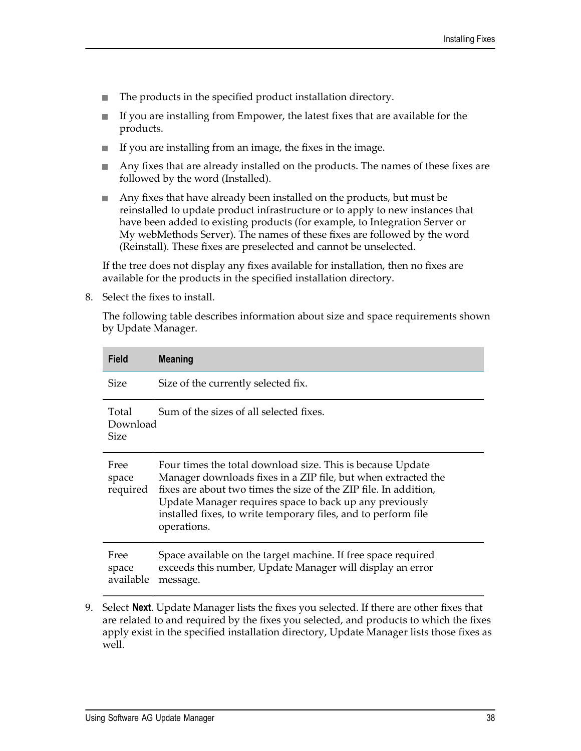- The products in the specified product installation directory.
- If you are installing from Empower, the latest fixes that are available for the products.
- If you are installing from an image, the fixes in the image.
- Any fixes that are already installed on the products. The names of these fixes are followed by the word (Installed).
- Any fixes that have already been installed on the products, but must be reinstalled to update product infrastructure or to apply to new instances that have been added to existing products (for example, to Integration Server or My webMethods Server). The names of these fixes are followed by the word (Reinstall). These fixes are preselected and cannot be unselected.

If the tree does not display any fixes available for installation, then no fixes are available for the products in the specified installation directory.

8. Select the fixes to install.

   The following table describes information about size and space requirements shown by Update Manager.

| Field | Meaning |
|---|---|
| Size | Size of the currently selected fix. |
| Total Download Size | Sum of the sizes of all selected fixes. |
| Free space required | Four times the total download size. This is because Update Manager downloads fixes in a ZIP file, but when extracted the fixes are about two times the size of the ZIP file. In addition, Update Manager requires space to back up any previously installed fixes, to write temporary files, and to perform file operations. |
| Free space available | Space available on the target machine. If free space required exceeds this number, Update Manager will display an error message. |

9. Select **Next**. Update Manager lists the fixes you selected. If there are other fixes that are related to and required by the fixes you selected, and products to which the fixes apply exist in the specified installation directory, Update Manager lists those fixes as well.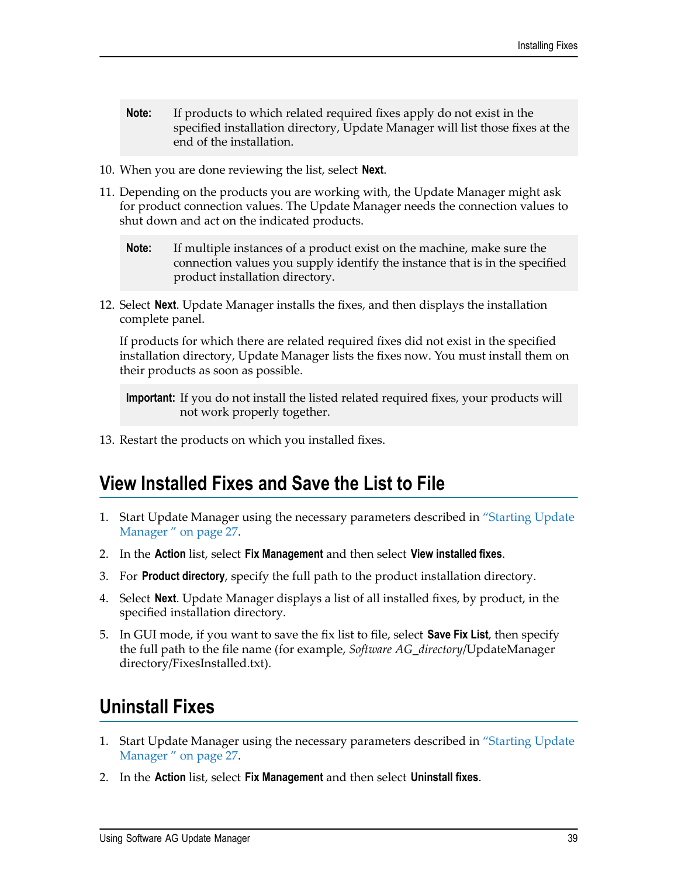> **Note:** If products to which related required fixes apply do not exist in the specified installation directory, Update Manager will list those fixes at the end of the installation.

10. When you are done reviewing the list, select **Next**.
11. Depending on the products you are working with, the Update Manager might ask for product connection values. The Update Manager needs the connection values to shut down and act on the indicated products.

    > **Note:** If multiple instances of a product exist on the machine, make sure the connection values you supply identify the instance that is in the specified product installation directory.

12. Select **Next**. Update Manager installs the fixes, and then displays the installation complete panel.

    If products for which there are related required fixes did not exist in the specified installation directory, Update Manager lists the fixes now. You must install them on their products as soon as possible.

    > **Important:** If you do not install the listed related required fixes, your products will not work properly together.

13. Restart the products on which you installed fixes.

## View Installed Fixes and Save the List to File

1. Start Update Manager using the necessary parameters described in "Starting Update Manager " on page 27.
2. In the **Action** list, select **Fix Management** and then select **View installed fixes**.
3. For **Product directory**, specify the full path to the product installation directory.
4. Select **Next**. Update Manager displays a list of all installed fixes, by product, in the specified installation directory.
5. In GUI mode, if you want to save the fix list to file, select **Save Fix List**, then specify the full path to the file name (for example, *Software AG_directory*/UpdateManager directory/FixesInstalled.txt).

## Uninstall Fixes

1. Start Update Manager using the necessary parameters described in "Starting Update Manager " on page 27.
2. In the **Action** list, select **Fix Management** and then select **Uninstall fixes**.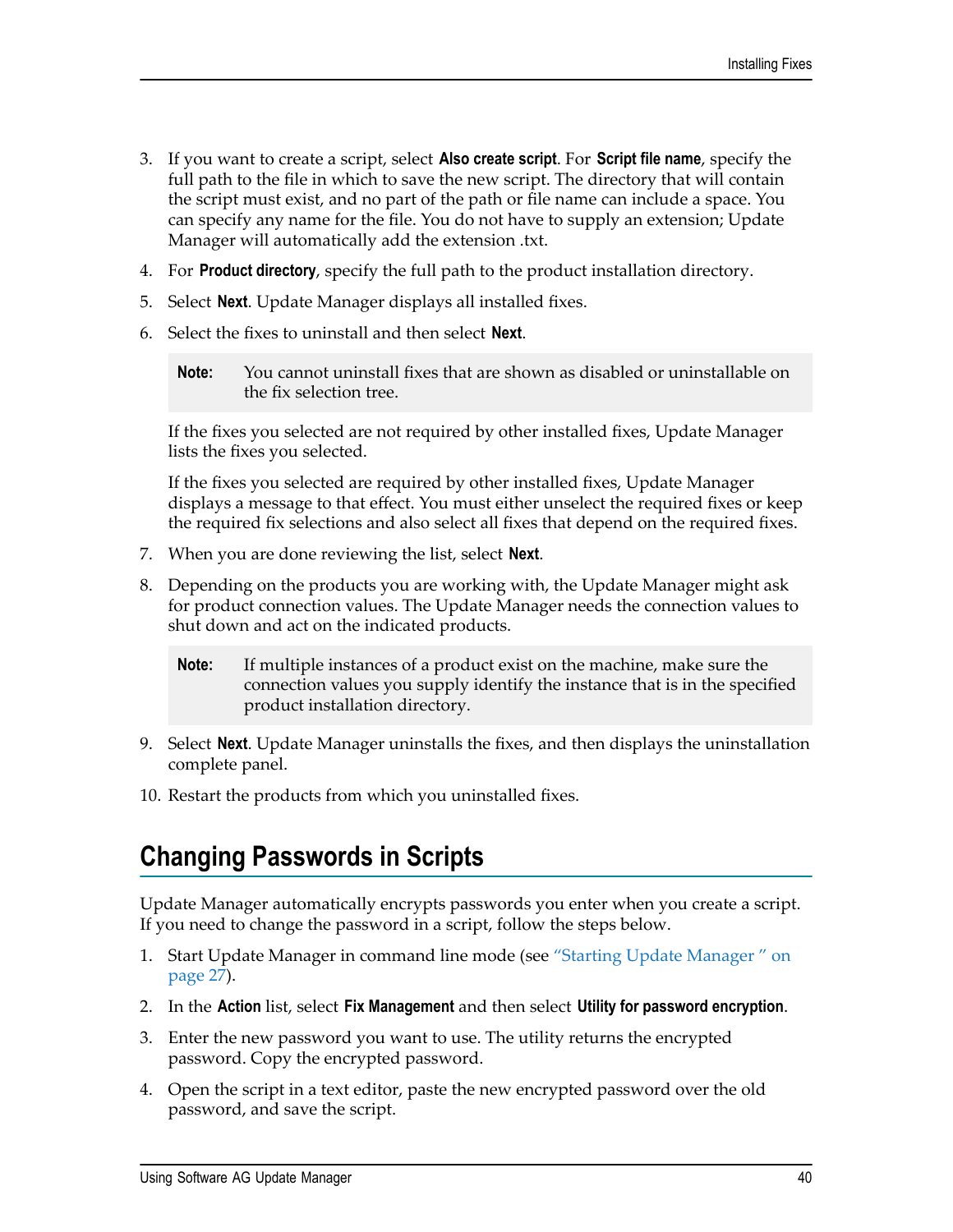3. If you want to create a script, select **Also create script**. For **Script file name**, specify the full path to the file in which to save the new script. The directory that will contain the script must exist, and no part of the path or file name can include a space. You can specify any name for the file. You do not have to supply an extension; Update Manager will automatically add the extension .txt.
4. For **Product directory**, specify the full path to the product installation directory.
5. Select **Next**. Update Manager displays all installed fixes.
6. Select the fixes to uninstall and then select **Next**.

   > **Note:** You cannot uninstall fixes that are shown as disabled or uninstallable on the fix selection tree.

   If the fixes you selected are not required by other installed fixes, Update Manager lists the fixes you selected.

   If the fixes you selected are required by other installed fixes, Update Manager displays a message to that effect. You must either unselect the required fixes or keep the required fix selections and also select all fixes that depend on the required fixes.
7. When you are done reviewing the list, select **Next**.
8. Depending on the products you are working with, the Update Manager might ask for product connection values. The Update Manager needs the connection values to shut down and act on the indicated products.

   > **Note:** If multiple instances of a product exist on the machine, make sure the connection values you supply identify the instance that is in the specified product installation directory.
9. Select **Next**. Update Manager uninstalls the fixes, and then displays the uninstallation complete panel.
10. Restart the products from which you uninstalled fixes.

## Changing Passwords in Scripts

Update Manager automatically encrypts passwords you enter when you create a script. If you need to change the password in a script, follow the steps below.

1. Start Update Manager in command line mode (see "Starting Update Manager " on page 27).
2. In the **Action** list, select **Fix Management** and then select **Utility for password encryption**.
3. Enter the new password you want to use. The utility returns the encrypted password. Copy the encrypted password.
4. Open the script in a text editor, paste the new encrypted password over the old password, and save the script.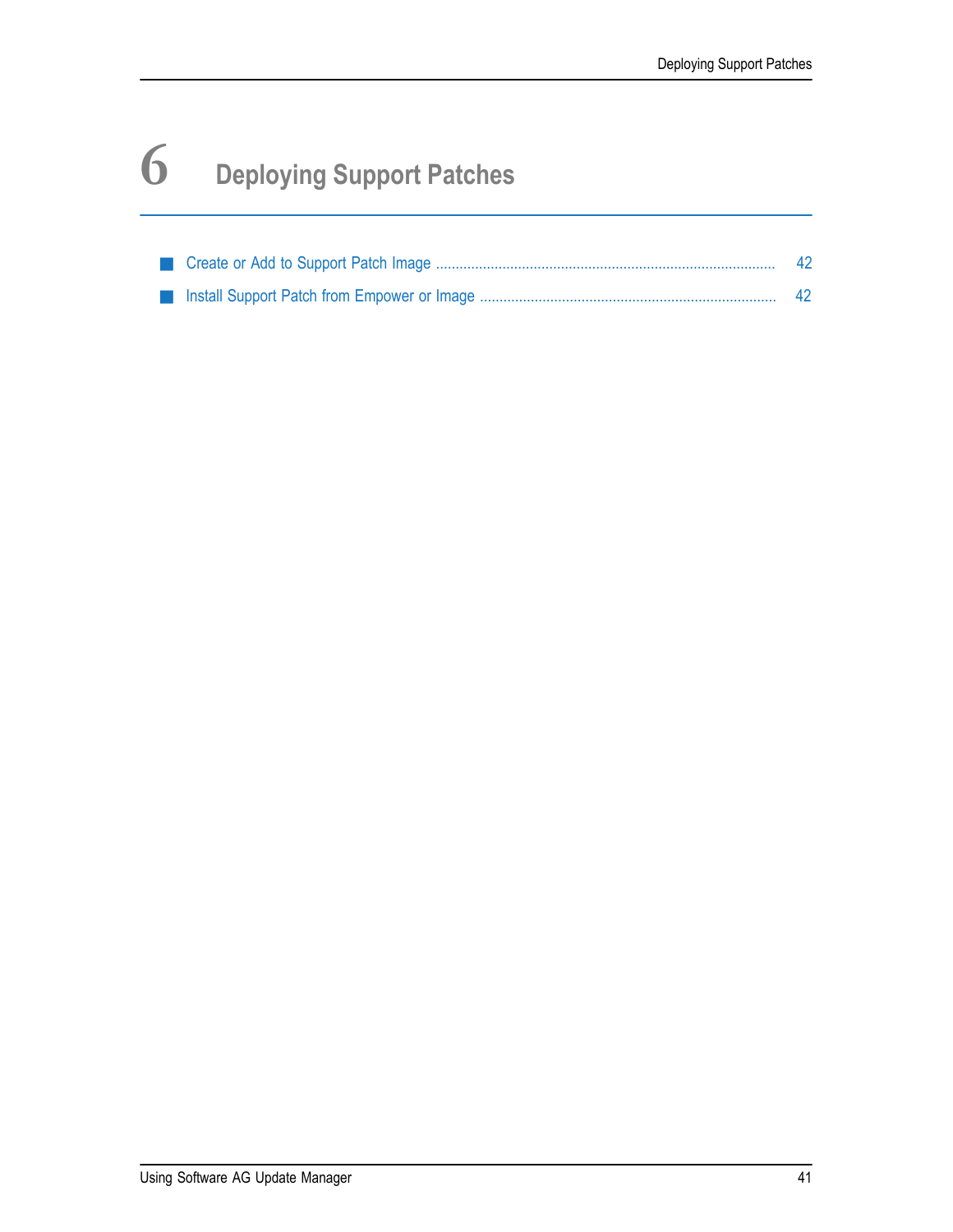# 6 Deploying Support Patches

- Create or Add to Support Patch Image ..................................................................................... 42
- Install Support Patch from Empower or Image ........................................................................... 42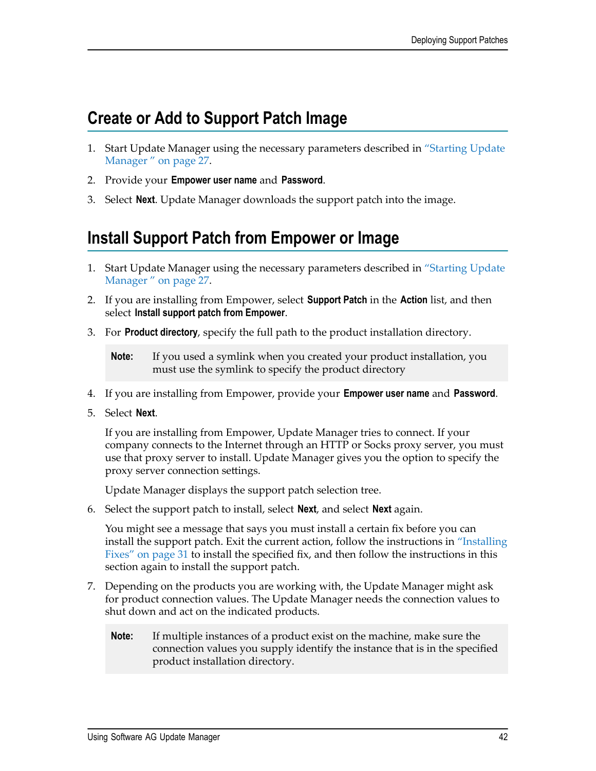## Create or Add to Support Patch Image

1. Start Update Manager using the necessary parameters described in "Starting Update Manager " on page 27.
2. Provide your **Empower user name** and **Password**.
3. Select **Next**. Update Manager downloads the support patch into the image.

## Install Support Patch from Empower or Image

1. Start Update Manager using the necessary parameters described in "Starting Update Manager " on page 27.
2. If you are installing from Empower, select **Support Patch** in the **Action** list, and then select **Install support patch from Empower**.
3. For **Product directory**, specify the full path to the product installation directory.

   > **Note:** If you used a symlink when you created your product installation, you must use the symlink to specify the product directory

4. If you are installing from Empower, provide your **Empower user name** and **Password**.
5. Select **Next**.

   If you are installing from Empower, Update Manager tries to connect. If your company connects to the Internet through an HTTP or Socks proxy server, you must use that proxy server to install. Update Manager gives you the option to specify the proxy server connection settings.

   Update Manager displays the support patch selection tree.

6. Select the support patch to install, select **Next**, and select **Next** again.

   You might see a message that says you must install a certain fix before you can install the support patch. Exit the current action, follow the instructions in "Installing Fixes" on page 31 to install the specified fix, and then follow the instructions in this section again to install the support patch.

7. Depending on the products you are working with, the Update Manager might ask for product connection values. The Update Manager needs the connection values to shut down and act on the indicated products.

   > **Note:** If multiple instances of a product exist on the machine, make sure the connection values you supply identify the instance that is in the specified product installation directory.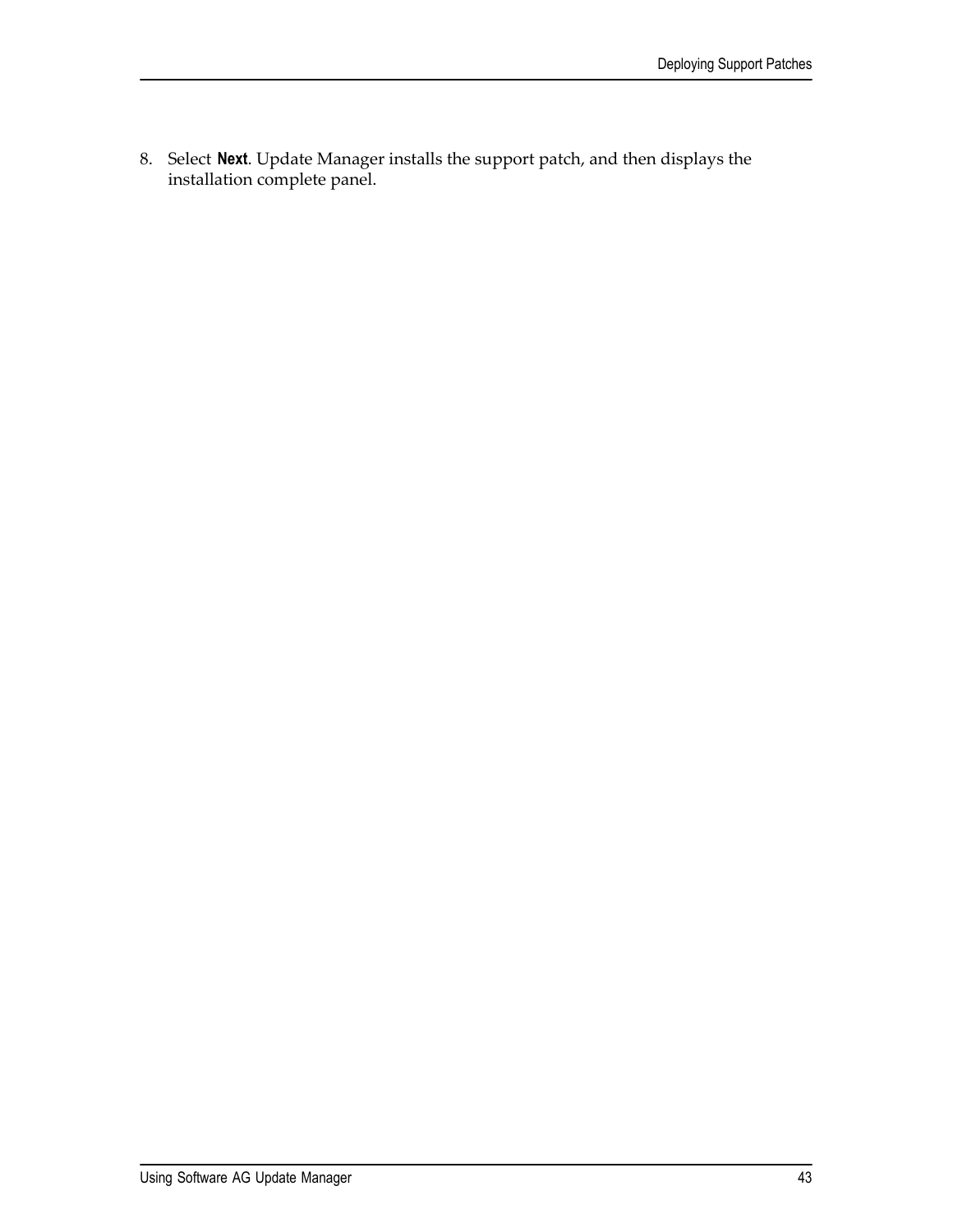8. Select **Next**. Update Manager installs the support patch, and then displays the installation complete panel.